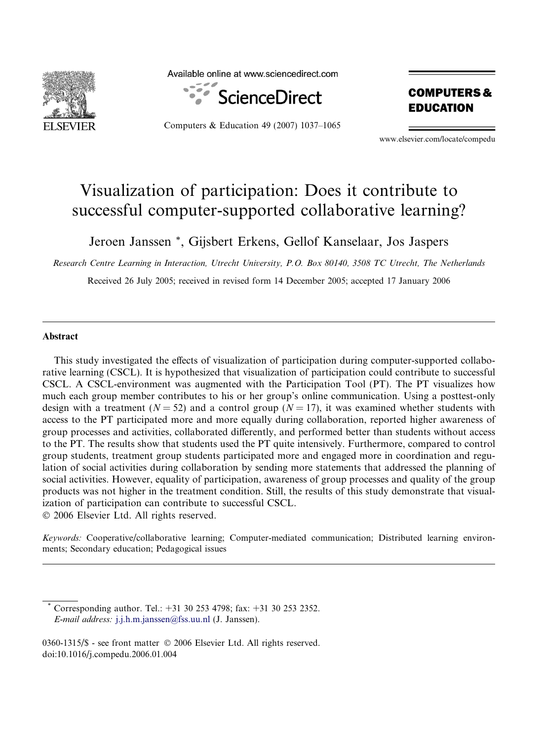# Visualization of participation: Does it contribute to successful computer-supported collaborative learning?

Jeroen Janssen *, Gijsbert Erkens, Gellof Kanselaar, Jos Jaspers

*Research Centre Learning in Interaction, Utrecht University, P.O. Box 80140, 3508 TC Utrecht, The Netherlands*

Received 26 July 2005; received in revised form 14 December 2005; accepted 17 January 2006

## Abstract

This study investigated the effects of visualization of participation during computer-supported collaborative learning (CSCL). It is hypothesized that visualization of participation could contribute to successful CSCL. A CSCL-environment was augmented with the Participation Tool (PT). The PT visualizes how much each group member contributes to his or her group's online communication. Using a posttest-only design with a treatment ($N = 52$) and a control group ($N = 17$), it was examined whether students with access to the PT participated more and more equally during collaboration, reported higher awareness of group processes and activities, collaborated differently, and performed better than students without access to the PT. The results show that students used the PT quite intensively. Furthermore, compared to control group students, treatment group students participated more and engaged more in coordination and regulation of social activities during collaboration by sending more statements that addressed the planning of social activities. However, equality of participation, awareness of group processes and quality of the group products was not higher in the treatment condition. Still, the results of this study demonstrate that visualization of participation can contribute to successful CSCL.

© 2006 Elsevier Ltd. All rights reserved.

*Keywords:* Cooperative/collaborative learning; Computer-mediated communication; Distributed learning environments; Secondary education; Pedagogical issues

---

* Corresponding author. Tel.: +31 30 253 4798; fax: +31 30 253 2352.
*E-mail address:* j.j.h.m.janssen@fss.uu.nl (J. Janssen).

0360-1315/$ - see front matter © 2006 Elsevier Ltd. All rights reserved.
doi:10.1016/j.compedu.2006.01.004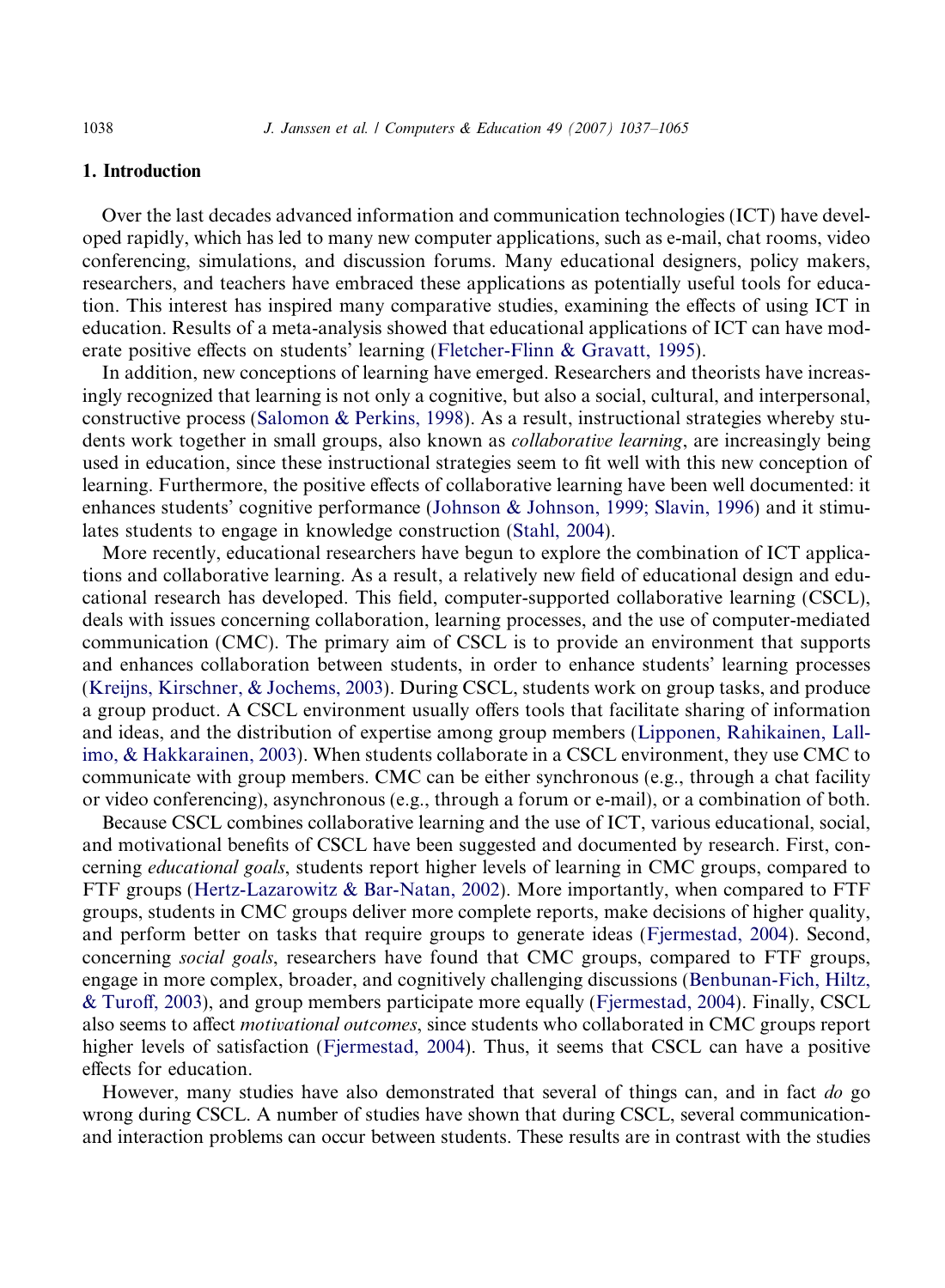## 1. Introduction

Over the last decades advanced information and communication technologies (ICT) have developed rapidly, which has led to many new computer applications, such as e-mail, chat rooms, video conferencing, simulations, and discussion forums. Many educational designers, policy makers, researchers, and teachers have embraced these applications as potentially useful tools for education. This interest has inspired many comparative studies, examining the effects of using ICT in education. Results of a meta-analysis showed that educational applications of ICT can have moderate positive effects on students' learning (Fletcher-Flinn & Gravatt, 1995).

In addition, new conceptions of learning have emerged. Researchers and theorists have increasingly recognized that learning is not only a cognitive, but also a social, cultural, and interpersonal, constructive process (Salomon & Perkins, 1998). As a result, instructional strategies whereby students work together in small groups, also known as *collaborative learning*, are increasingly being used in education, since these instructional strategies seem to fit well with this new conception of learning. Furthermore, the positive effects of collaborative learning have been well documented: it enhances students' cognitive performance (Johnson & Johnson, 1999; Slavin, 1996) and it stimulates students to engage in knowledge construction (Stahl, 2004).

More recently, educational researchers have begun to explore the combination of ICT applications and collaborative learning. As a result, a relatively new field of educational design and educational research has developed. This field, computer-supported collaborative learning (CSCL), deals with issues concerning collaboration, learning processes, and the use of computer-mediated communication (CMC). The primary aim of CSCL is to provide an environment that supports and enhances collaboration between students, in order to enhance students' learning processes (Kreijns, Kirschner, & Jochems, 2003). During CSCL, students work on group tasks, and produce a group product. A CSCL environment usually offers tools that facilitate sharing of information and ideas, and the distribution of expertise among group members (Lipponen, Rahikainen, Lallimo, & Hakkarainen, 2003). When students collaborate in a CSCL environment, they use CMC to communicate with group members. CMC can be either synchronous (e.g., through a chat facility or video conferencing), asynchronous (e.g., through a forum or e-mail), or a combination of both.

Because CSCL combines collaborative learning and the use of ICT, various educational, social, and motivational benefits of CSCL have been suggested and documented by research. First, concerning *educational goals*, students report higher levels of learning in CMC groups, compared to FTF groups (Hertz-Lazarowitz & Bar-Natan, 2002). More importantly, when compared to FTF groups, students in CMC groups deliver more complete reports, make decisions of higher quality, and perform better on tasks that require groups to generate ideas (Fjermestad, 2004). Second, concerning *social goals*, researchers have found that CMC groups, compared to FTF groups, engage in more complex, broader, and cognitively challenging discussions (Benbunan-Fich, Hiltz, & Turoff, 2003), and group members participate more equally (Fjermestad, 2004). Finally, CSCL also seems to affect *motivational outcomes*, since students who collaborated in CMC groups report higher levels of satisfaction (Fjermestad, 2004). Thus, it seems that CSCL can have a positive effects for education.

However, many studies have also demonstrated that several of things can, and in fact *do* go wrong during CSCL. A number of studies have shown that during CSCL, several communication- and interaction problems can occur between students. These results are in contrast with the studies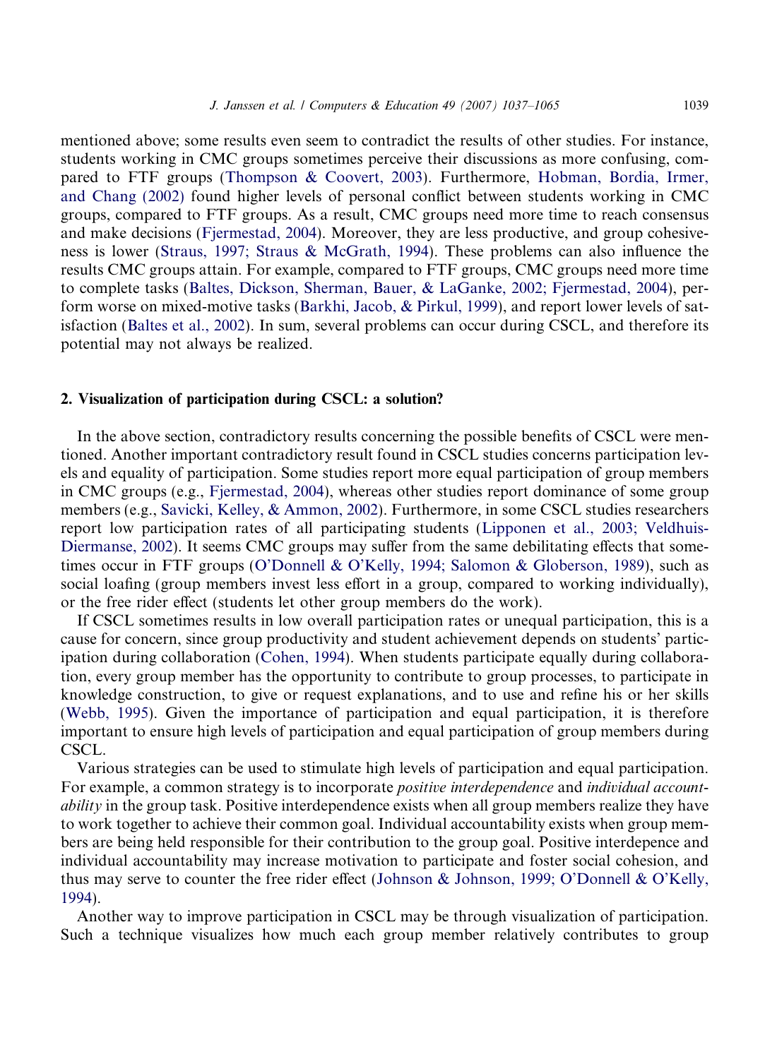mentioned above; some results even seem to contradict the results of other studies. For instance, students working in CMC groups sometimes perceive their discussions as more confusing, compared to FTF groups (Thompson & Coovert, 2003). Furthermore, Hobman, Bordia, Irmer, and Chang (2002) found higher levels of personal conflict between students working in CMC groups, compared to FTF groups. As a result, CMC groups need more time to reach consensus and make decisions (Fjermestad, 2004). Moreover, they are less productive, and group cohesiveness is lower (Straus, 1997; Straus & McGrath, 1994). These problems can also influence the results CMC groups attain. For example, compared to FTF groups, CMC groups need more time to complete tasks (Baltes, Dickson, Sherman, Bauer, & LaGanke, 2002; Fjermestad, 2004), perform worse on mixed-motive tasks (Barkhi, Jacob, & Pirkul, 1999), and report lower levels of satisfaction (Baltes et al., 2002). In sum, several problems can occur during CSCL, and therefore its potential may not always be realized.

## 2. Visualization of participation during CSCL: a solution?

In the above section, contradictory results concerning the possible benefits of CSCL were mentioned. Another important contradictory result found in CSCL studies concerns participation levels and equality of participation. Some studies report more equal participation of group members in CMC groups (e.g., Fjermestad, 2004), whereas other studies report dominance of some group members (e.g., Savicki, Kelley, & Ammon, 2002). Furthermore, in some CSCL studies researchers report low participation rates of all participating students (Lipponen et al., 2003; Veldhuis-Diermanse, 2002). It seems CMC groups may suffer from the same debilitating effects that sometimes occur in FTF groups (O'Donnell & O'Kelly, 1994; Salomon & Globerson, 1989), such as social loafing (group members invest less effort in a group, compared to working individually), or the free rider effect (students let other group members do the work).

If CSCL sometimes results in low overall participation rates or unequal participation, this is a cause for concern, since group productivity and student achievement depends on students' participation during collaboration (Cohen, 1994). When students participate equally during collaboration, every group member has the opportunity to contribute to group processes, to participate in knowledge construction, to give or request explanations, and to use and refine his or her skills (Webb, 1995). Given the importance of participation and equal participation, it is therefore important to ensure high levels of participation and equal participation of group members during CSCL.

Various strategies can be used to stimulate high levels of participation and equal participation. For example, a common strategy is to incorporate *positive interdependence* and *individual accountability* in the group task. Positive interdependence exists when all group members realize they have to work together to achieve their common goal. Individual accountability exists when group members are being held responsible for their contribution to the group goal. Positive interdepence and individual accountability may increase motivation to participate and foster social cohesion, and thus may serve to counter the free rider effect (Johnson & Johnson, 1999; O'Donnell & O'Kelly, 1994).

Another way to improve participation in CSCL may be through visualization of participation. Such a technique visualizes how much each group member relatively contributes to group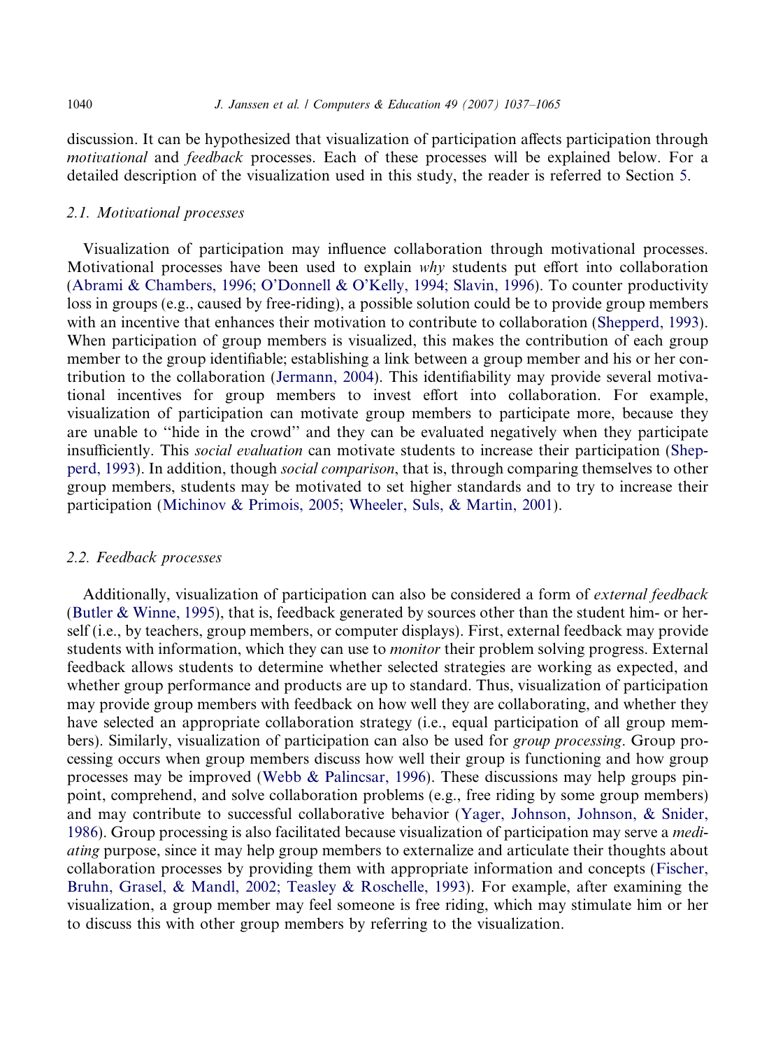discussion. It can be hypothesized that visualization of participation affects participation through *motivational* and *feedback* processes. Each of these processes will be explained below. For a detailed description of the visualization used in this study, the reader is referred to Section 5.

### 2.1. Motivational processes

Visualization of participation may influence collaboration through motivational processes. Motivational processes have been used to explain *why* students put effort into collaboration (Abrami & Chambers, 1996; O'Donnell & O'Kelly, 1994; Slavin, 1996). To counter productivity loss in groups (e.g., caused by free-riding), a possible solution could be to provide group members with an incentive that enhances their motivation to contribute to collaboration (Shepperd, 1993). When participation of group members is visualized, this makes the contribution of each group member to the group identifiable; establishing a link between a group member and his or her contribution to the collaboration (Jermann, 2004). This identifiability may provide several motivational incentives for group members to invest effort into collaboration. For example, visualization of participation can motivate group members to participate more, because they are unable to "hide in the crowd" and they can be evaluated negatively when they participate insufficiently. This *social evaluation* can motivate students to increase their participation (Shepperd, 1993). In addition, though *social comparison*, that is, through comparing themselves to other group members, students may be motivated to set higher standards and to try to increase their participation (Michinov & Primois, 2005; Wheeler, Suls, & Martin, 2001).

### 2.2. Feedback processes

Additionally, visualization of participation can also be considered a form of *external feedback* (Butler & Winne, 1995), that is, feedback generated by sources other than the student him- or herself (i.e., by teachers, group members, or computer displays). First, external feedback may provide students with information, which they can use to *monitor* their problem solving progress. External feedback allows students to determine whether selected strategies are working as expected, and whether group performance and products are up to standard. Thus, visualization of participation may provide group members with feedback on how well they are collaborating, and whether they have selected an appropriate collaboration strategy (i.e., equal participation of all group members). Similarly, visualization of participation can also be used for *group processing*. Group processing occurs when group members discuss how well their group is functioning and how group processes may be improved (Webb & Palincsar, 1996). These discussions may help groups pinpoint, comprehend, and solve collaboration problems (e.g., free riding by some group members) and may contribute to successful collaborative behavior (Yager, Johnson, Johnson, & Snider, 1986). Group processing is also facilitated because visualization of participation may serve a *mediating* purpose, since it may help group members to externalize and articulate their thoughts about collaboration processes by providing them with appropriate information and concepts (Fischer, Bruhn, Grasel, & Mandl, 2002; Teasley & Roschelle, 1993). For example, after examining the visualization, a group member may feel someone is free riding, which may stimulate him or her to discuss this with other group members by referring to the visualization.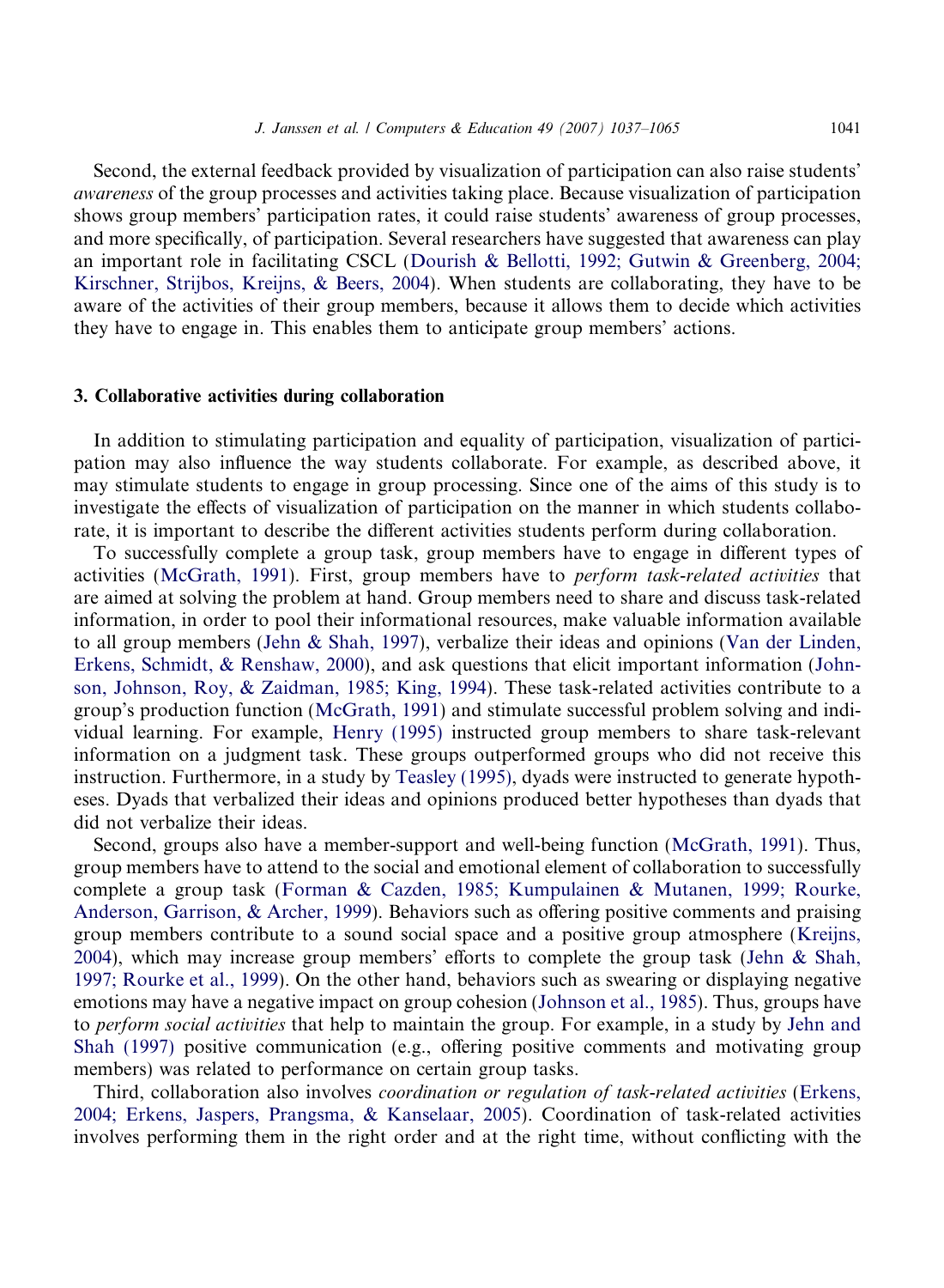Second, the external feedback provided by visualization of participation can also raise students' *awareness* of the group processes and activities taking place. Because visualization of participation shows group members' participation rates, it could raise students' awareness of group processes, and more specifically, of participation. Several researchers have suggested that awareness can play an important role in facilitating CSCL (Dourish & Bellotti, 1992; Gutwin & Greenberg, 2004; Kirschner, Strijbos, Kreijns, & Beers, 2004). When students are collaborating, they have to be aware of the activities of their group members, because it allows them to decide which activities they have to engage in. This enables them to anticipate group members' actions.

## 3. Collaborative activities during collaboration

In addition to stimulating participation and equality of participation, visualization of participation may also influence the way students collaborate. For example, as described above, it may stimulate students to engage in group processing. Since one of the aims of this study is to investigate the effects of visualization of participation on the manner in which students collaborate, it is important to describe the different activities students perform during collaboration.

To successfully complete a group task, group members have to engage in different types of activities (McGrath, 1991). First, group members have to *perform task-related activities* that are aimed at solving the problem at hand. Group members need to share and discuss task-related information, in order to pool their informational resources, make valuable information available to all group members (Jehn & Shah, 1997), verbalize their ideas and opinions (Van der Linden, Erkens, Schmidt, & Renshaw, 2000), and ask questions that elicit important information (Johnson, Johnson, Roy, & Zaidman, 1985; King, 1994). These task-related activities contribute to a group's production function (McGrath, 1991) and stimulate successful problem solving and individual learning. For example, Henry (1995) instructed group members to share task-relevant information on a judgment task. These groups outperformed groups who did not receive this instruction. Furthermore, in a study by Teasley (1995), dyads were instructed to generate hypotheses. Dyads that verbalized their ideas and opinions produced better hypotheses than dyads that did not verbalize their ideas.

Second, groups also have a member-support and well-being function (McGrath, 1991). Thus, group members have to attend to the social and emotional element of collaboration to successfully complete a group task (Forman & Cazden, 1985; Kumpulainen & Mutanen, 1999; Rourke, Anderson, Garrison, & Archer, 1999). Behaviors such as offering positive comments and praising group members contribute to a sound social space and a positive group atmosphere (Kreijns, 2004), which may increase group members' efforts to complete the group task (Jehn & Shah, 1997; Rourke et al., 1999). On the other hand, behaviors such as swearing or displaying negative emotions may have a negative impact on group cohesion (Johnson et al., 1985). Thus, groups have to *perform social activities* that help to maintain the group. For example, in a study by Jehn and Shah (1997) positive communication (e.g., offering positive comments and motivating group members) was related to performance on certain group tasks.

Third, collaboration also involves *coordination or regulation of task-related activities* (Erkens, 2004; Erkens, Jaspers, Prangsma, & Kanselaar, 2005). Coordination of task-related activities involves performing them in the right order and at the right time, without conflicting with the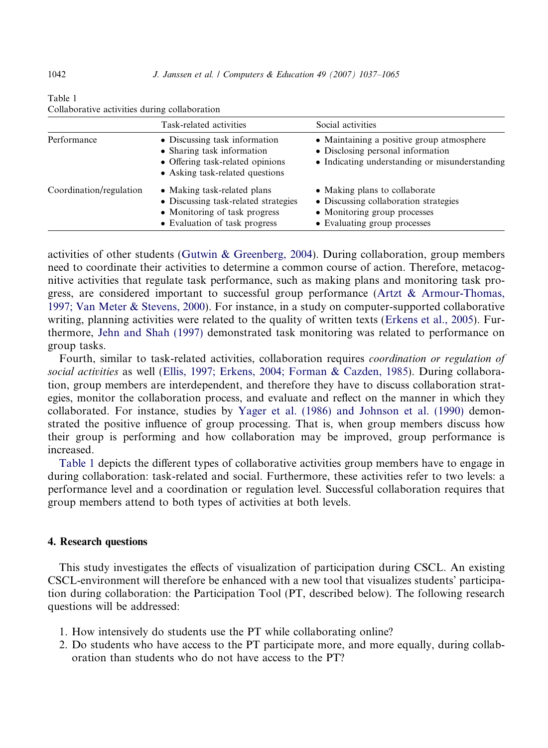Table 1
Collaborative activities during collaboration

| | Task-related activities | Social activities |
| --- | --- | --- |
| Performance | • Discussing task information<br>• Sharing task information<br>• Offering task-related opinions<br>• Asking task-related questions | • Maintaining a positive group atmosphere<br>• Disclosing personal information<br>• Indicating understanding or misunderstanding |
| Coordination/regulation | • Making task-related plans<br>• Discussing task-related strategies<br>• Monitoring of task progress<br>• Evaluation of task progress | • Making plans to collaborate<br>• Discussing collaboration strategies<br>• Monitoring group processes<br>• Evaluating group processes |

activities of other students (Gutwin & Greenberg, 2004). During collaboration, group members need to coordinate their activities to determine a common course of action. Therefore, metacognitive activities that regulate task performance, such as making plans and monitoring task progress, are considered important to successful group performance (Artzt & Armour-Thomas, 1997; Van Meter & Stevens, 2000). For instance, in a study on computer-supported collaborative writing, planning activities were related to the quality of written texts (Erkens et al., 2005). Furthermore, Jehn and Shah (1997) demonstrated task monitoring was related to performance on group tasks.

Fourth, similar to task-related activities, collaboration requires *coordination or regulation of social activities* as well (Ellis, 1997; Erkens, 2004; Forman & Cazden, 1985). During collaboration, group members are interdependent, and therefore they have to discuss collaboration strategies, monitor the collaboration process, and evaluate and reflect on the manner in which they collaborated. For instance, studies by Yager et al. (1986) and Johnson et al. (1990) demonstrated the positive influence of group processing. That is, when group members discuss how their group is performing and how collaboration may be improved, group performance is increased.

Table 1 depicts the different types of collaborative activities group members have to engage in during collaboration: task-related and social. Furthermore, these activities refer to two levels: a performance level and a coordination or regulation level. Successful collaboration requires that group members attend to both types of activities at both levels.

## 4. Research questions

This study investigates the effects of visualization of participation during CSCL. An existing CSCL-environment will therefore be enhanced with a new tool that visualizes students' participation during collaboration: the Participation Tool (PT, described below). The following research questions will be addressed:

1. How intensively do students use the PT while collaborating online?
2. Do students who have access to the PT participate more, and more equally, during collaboration than students who do not have access to the PT?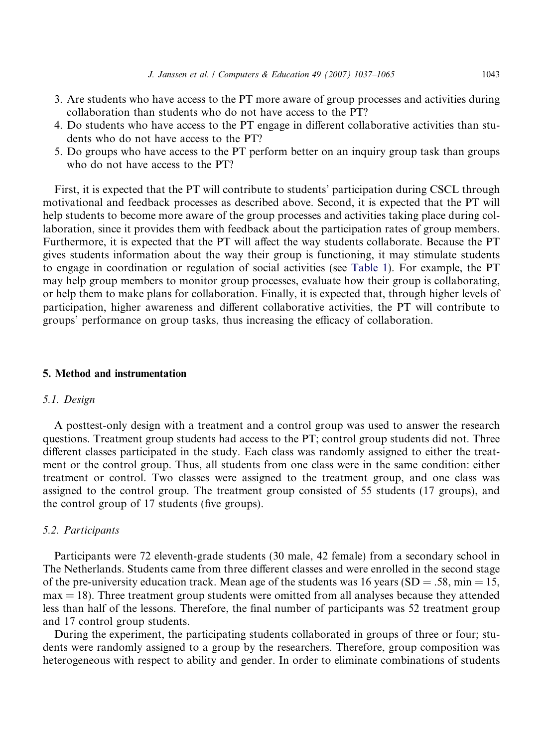3. Are students who have access to the PT more aware of group processes and activities during collaboration than students who do not have access to the PT?
4. Do students who have access to the PT engage in different collaborative activities than students who do not have access to the PT?
5. Do groups who have access to the PT perform better on an inquiry group task than groups who do not have access to the PT?

First, it is expected that the PT will contribute to students' participation during CSCL through motivational and feedback processes as described above. Second, it is expected that the PT will help students to become more aware of the group processes and activities taking place during collaboration, since it provides them with feedback about the participation rates of group members. Furthermore, it is expected that the PT will affect the way students collaborate. Because the PT gives students information about the way their group is functioning, it may stimulate students to engage in coordination or regulation of social activities (see Table 1). For example, the PT may help group members to monitor group processes, evaluate how their group is collaborating, or help them to make plans for collaboration. Finally, it is expected that, through higher levels of participation, higher awareness and different collaborative activities, the PT will contribute to groups' performance on group tasks, thus increasing the efficacy of collaboration.

## 5. Method and instrumentation

### *5.1. Design*

A posttest-only design with a treatment and a control group was used to answer the research questions. Treatment group students had access to the PT; control group students did not. Three different classes participated in the study. Each class was randomly assigned to either the treatment or the control group. Thus, all students from one class were in the same condition: either treatment or control. Two classes were assigned to the treatment group, and one class was assigned to the control group. The treatment group consisted of 55 students (17 groups), and the control group of 17 students (five groups).

### *5.2. Participants*

Participants were 72 eleventh-grade students (30 male, 42 female) from a secondary school in The Netherlands. Students came from three different classes and were enrolled in the second stage of the pre-university education track. Mean age of the students was 16 years ($SD = .58$, $min = 15$, $max = 18$). Three treatment group students were omitted from all analyses because they attended less than half of the lessons. Therefore, the final number of participants was 52 treatment group and 17 control group students.

During the experiment, the participating students collaborated in groups of three or four; students were randomly assigned to a group by the researchers. Therefore, group composition was heterogeneous with respect to ability and gender. In order to eliminate combinations of students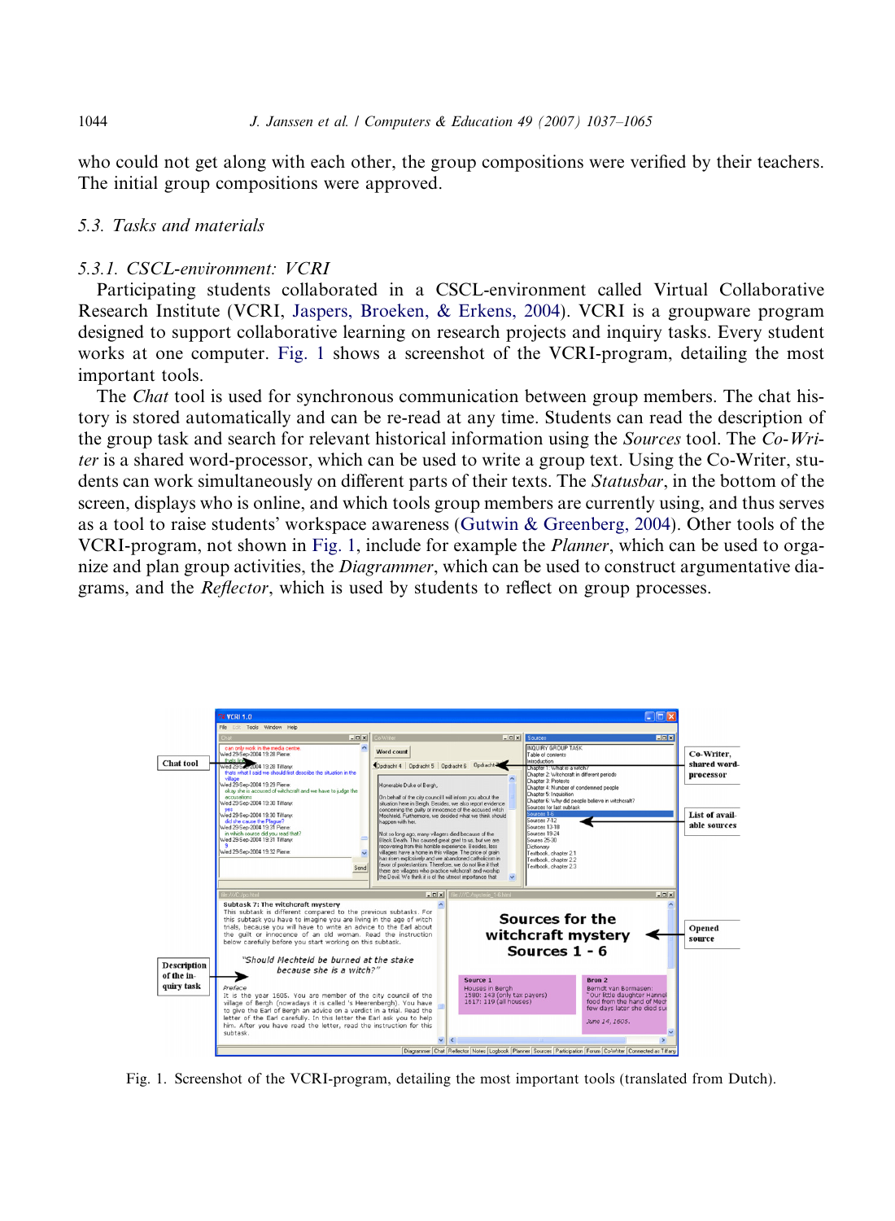who could not get along with each other, the group compositions were verified by their teachers. The initial group compositions were approved.

### 5.3. Tasks and materials

#### 5.3.1. CSCL-environment: VCRI

Participating students collaborated in a CSCL-environment called Virtual Collaborative Research Institute (VCRI, Jaspers, Broeken, & Erkens, 2004). VCRI is a groupware program designed to support collaborative learning on research projects and inquiry tasks. Every student works at one computer. Fig. 1 shows a screenshot of the VCRI-program, detailing the most important tools.

The *Chat* tool is used for synchronous communication between group members. The chat history is stored automatically and can be re-read at any time. Students can read the description of the group task and search for relevant historical information using the *Sources* tool. The *Co-Writer* is a shared word-processor, which can be used to write a group text. Using the Co-Writer, students can work simultaneously on different parts of their texts. The *Statusbar*, in the bottom of the screen, displays who is online, and which tools group members are currently using, and thus serves as a tool to raise students' workspace awareness (Gutwin & Greenberg, 2004). Other tools of the VCRI-program, not shown in Fig. 1, include for example the *Planner*, which can be used to organize and plan group activities, the *Diagrammer*, which can be used to construct argumentative diagrams, and the *Reflector*, which is used by students to reflect on group processes.

Fig. 1. Screenshot of the VCRI-program, detailing the most important tools (translated from Dutch).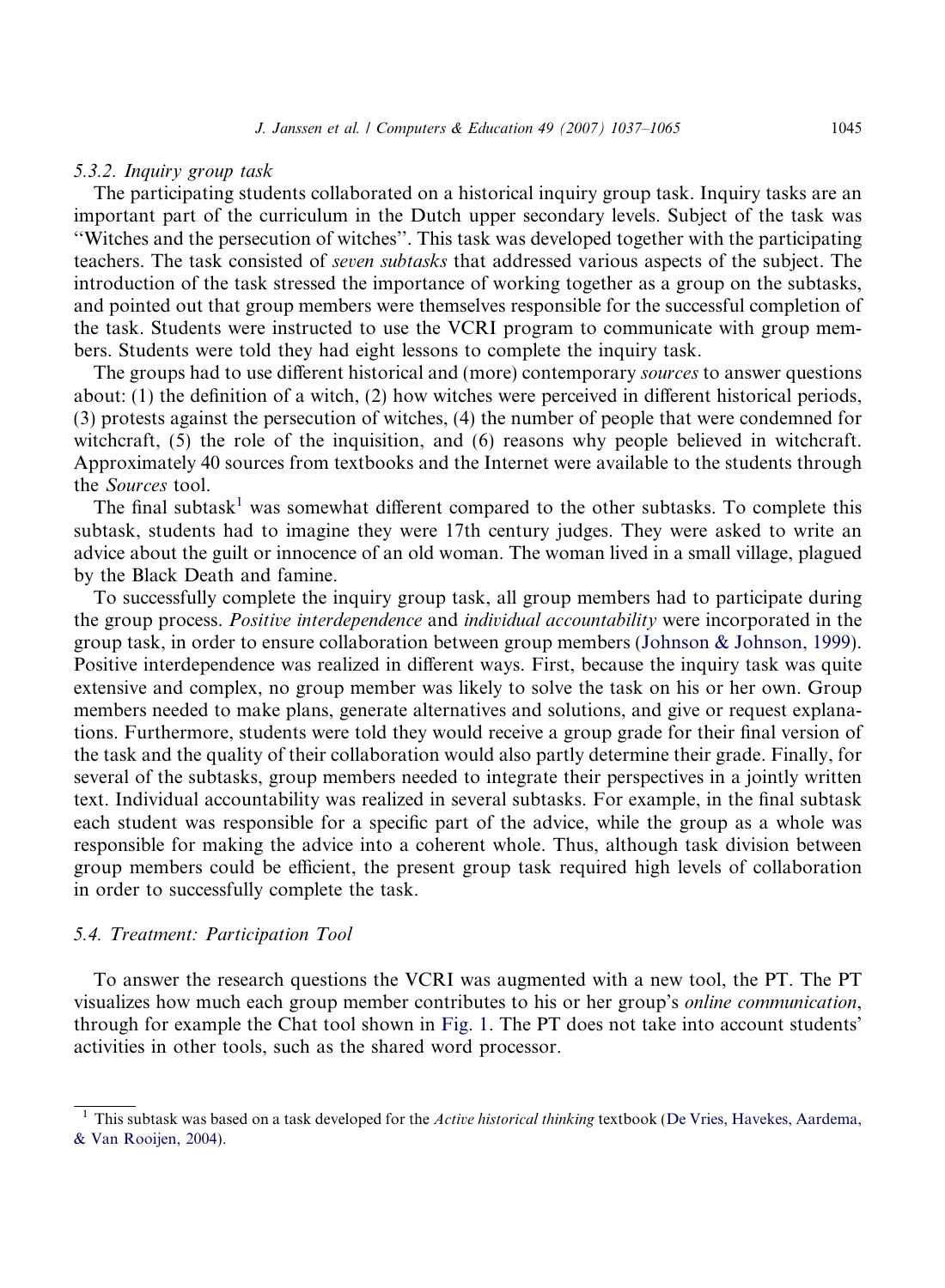### 5.3.2. Inquiry group task

The participating students collaborated on a historical inquiry group task. Inquiry tasks are an important part of the curriculum in the Dutch upper secondary levels. Subject of the task was ''Witches and the persecution of witches''. This task was developed together with the participating teachers. The task consisted of *seven subtasks* that addressed various aspects of the subject. The introduction of the task stressed the importance of working together as a group on the subtasks, and pointed out that group members were themselves responsible for the successful completion of the task. Students were instructed to use the VCRI program to communicate with group members. Students were told they had eight lessons to complete the inquiry task.

The groups had to use different historical and (more) contemporary *sources* to answer questions about: (1) the definition of a witch, (2) how witches were perceived in different historical periods, (3) protests against the persecution of witches, (4) the number of people that were condemned for witchcraft, (5) the role of the inquisition, and (6) reasons why people believed in witchcraft. Approximately 40 sources from textbooks and the Internet were available to the students through the *Sources* tool.

The final subtask[1] was somewhat different compared to the other subtasks. To complete this subtask, students had to imagine they were 17th century judges. They were asked to write an advice about the guilt or innocence of an old woman. The woman lived in a small village, plagued by the Black Death and famine.

To successfully complete the inquiry group task, all group members had to participate during the group process. *Positive interdependence* and *individual accountability* were incorporated in the group task, in order to ensure collaboration between group members (Johnson & Johnson, 1999). Positive interdependence was realized in different ways. First, because the inquiry task was quite extensive and complex, no group member was likely to solve the task on his or her own. Group members needed to make plans, generate alternatives and solutions, and give or request explanations. Furthermore, students were told they would receive a group grade for their final version of the task and the quality of their collaboration would also partly determine their grade. Finally, for several of the subtasks, group members needed to integrate their perspectives in a jointly written text. Individual accountability was realized in several subtasks. For example, in the final subtask each student was responsible for a specific part of the advice, while the group as a whole was responsible for making the advice into a coherent whole. Thus, although task division between group members could be efficient, the present group task required high levels of collaboration in order to successfully complete the task.

## 5.4. Treatment: Participation Tool

To answer the research questions the VCRI was augmented with a new tool, the PT. The PT visualizes how much each group member contributes to his or her group's *online communication*, through for example the Chat tool shown in Fig. 1. The PT does not take into account students' activities in other tools, such as the shared word processor.

[1] This subtask was based on a task developed for the *Active historical thinking* textbook (De Vries, Havekes, Aardema, & Van Rooijen, 2004).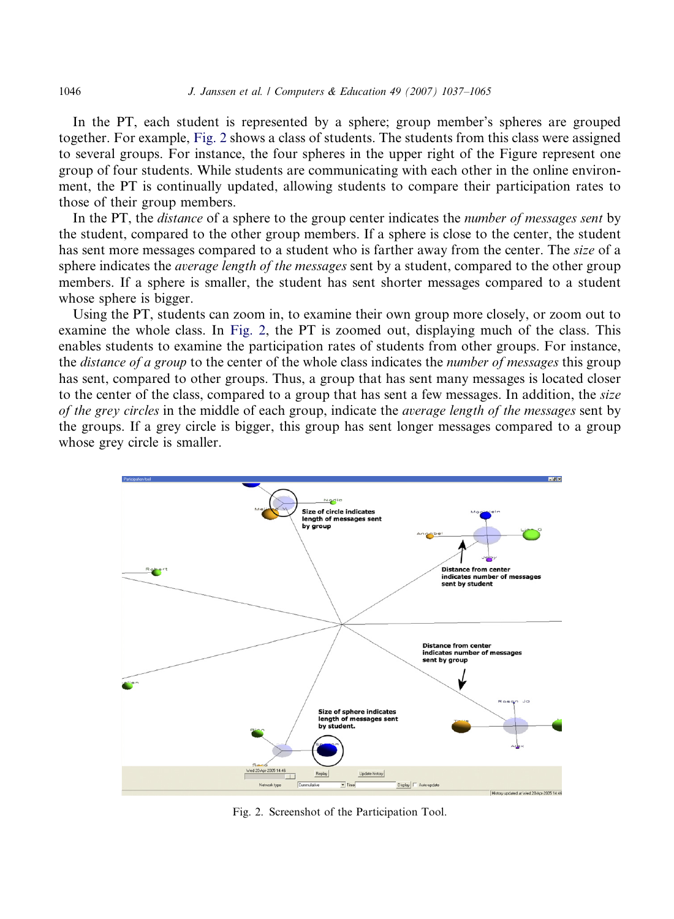In the PT, each student is represented by a sphere; group member's spheres are grouped together. For example, Fig. 2 shows a class of students. The students from this class were assigned to several groups. For instance, the four spheres in the upper right of the Figure represent one group of four students. While students are communicating with each other in the online environment, the PT is continually updated, allowing students to compare their participation rates to those of their group members.

In the PT, the *distance* of a sphere to the group center indicates the *number of messages sent* by the student, compared to the other group members. If a sphere is close to the center, the student has sent more messages compared to a student who is farther away from the center. The *size* of a sphere indicates the *average length of the messages* sent by a student, compared to the other group members. If a sphere is smaller, the student has sent shorter messages compared to a student whose sphere is bigger.

Using the PT, students can zoom in, to examine their own group more closely, or zoom out to examine the whole class. In Fig. 2, the PT is zoomed out, displaying much of the class. This enables students to examine the participation rates of students from other groups. For instance, the *distance of a group* to the center of the whole class indicates the *number of messages* this group has sent, compared to other groups. Thus, a group that has sent many messages is located closer to the center of the class, compared to a group that has sent a few messages. In addition, the *size of the grey circles* in the middle of each group, indicate the *average length of the messages* sent by the groups. If a grey circle is bigger, this group has sent longer messages compared to a group whose grey circle is smaller.

Size of circle indicates length of messages sent by group

Distance from center indicates number of messages sent by student

Distance from center indicates number of messages sent by group

Size of sphere indicates length of messages sent by student.

Fig. 2. Screenshot of the Participation Tool.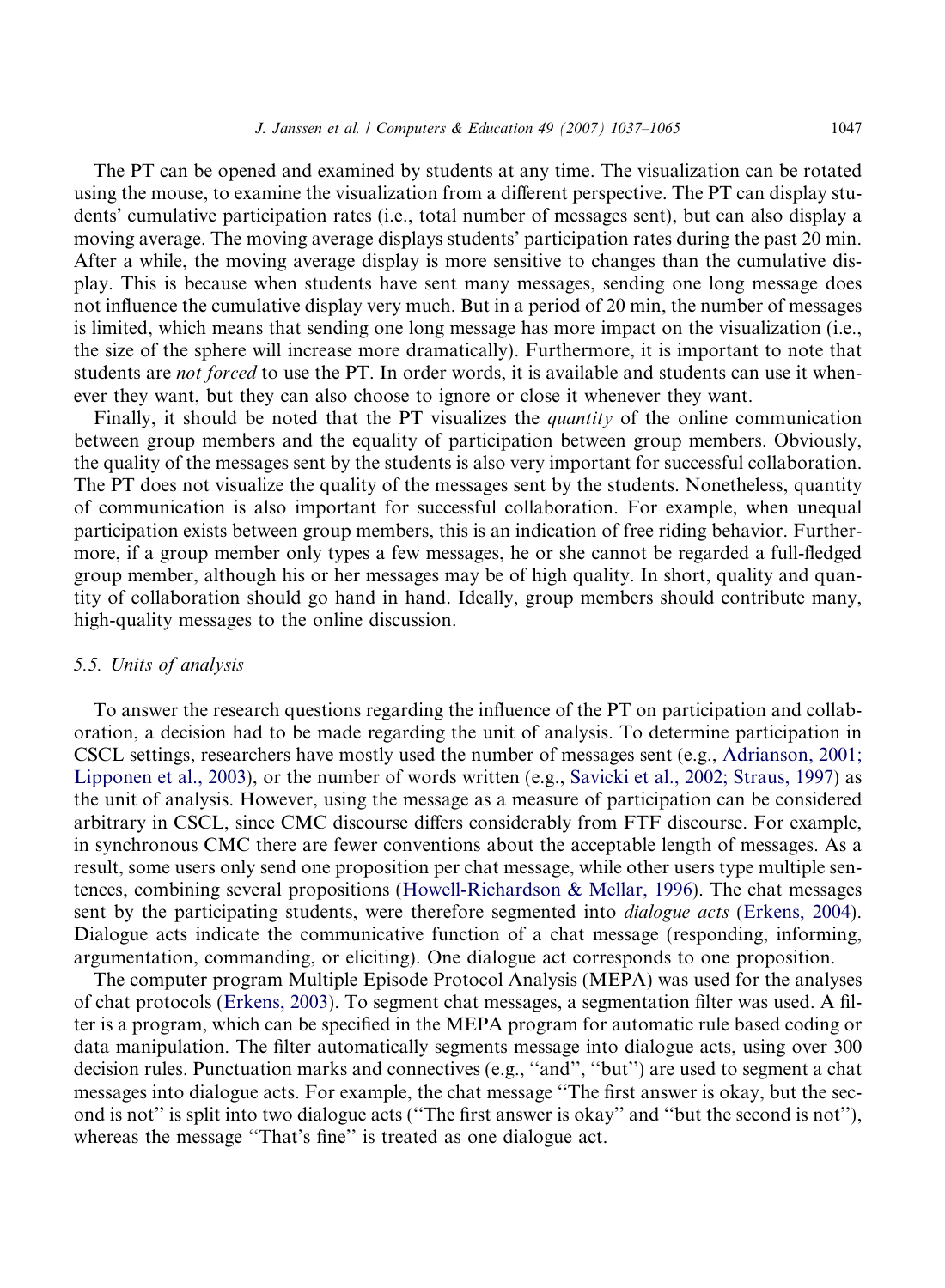The PT can be opened and examined by students at any time. The visualization can be rotated using the mouse, to examine the visualization from a different perspective. The PT can display students' cumulative participation rates (i.e., total number of messages sent), but can also display a moving average. The moving average displays students' participation rates during the past 20 min. After a while, the moving average display is more sensitive to changes than the cumulative display. This is because when students have sent many messages, sending one long message does not influence the cumulative display very much. But in a period of 20 min, the number of messages is limited, which means that sending one long message has more impact on the visualization (i.e., the size of the sphere will increase more dramatically). Furthermore, it is important to note that students are *not forced* to use the PT. In order words, it is available and students can use it whenever they want, but they can also choose to ignore or close it whenever they want.

Finally, it should be noted that the PT visualizes the *quantity* of the online communication between group members and the equality of participation between group members. Obviously, the quality of the messages sent by the students is also very important for successful collaboration. The PT does not visualize the quality of the messages sent by the students. Nonetheless, quantity of communication is also important for successful collaboration. For example, when unequal participation exists between group members, this is an indication of free riding behavior. Furthermore, if a group member only types a few messages, he or she cannot be regarded a full-fledged group member, although his or her messages may be of high quality. In short, quality and quantity of collaboration should go hand in hand. Ideally, group members should contribute many, high-quality messages to the online discussion.

### 5.5. Units of analysis

To answer the research questions regarding the influence of the PT on participation and collaboration, a decision had to be made regarding the unit of analysis. To determine participation in CSCL settings, researchers have mostly used the number of messages sent (e.g., Adrianson, 2001; Lipponen et al., 2003), or the number of words written (e.g., Savicki et al., 2002; Straus, 1997) as the unit of analysis. However, using the message as a measure of participation can be considered arbitrary in CSCL, since CMC discourse differs considerably from FTF discourse. For example, in synchronous CMC there are fewer conventions about the acceptable length of messages. As a result, some users only send one proposition per chat message, while other users type multiple sentences, combining several propositions (Howell-Richardson & Mellar, 1996). The chat messages sent by the participating students, were therefore segmented into *dialogue acts* (Erkens, 2004). Dialogue acts indicate the communicative function of a chat message (responding, informing, argumentation, commanding, or eliciting). One dialogue act corresponds to one proposition.

The computer program Multiple Episode Protocol Analysis (MEPA) was used for the analyses of chat protocols (Erkens, 2003). To segment chat messages, a segmentation filter was used. A filter is a program, which can be specified in the MEPA program for automatic rule based coding or data manipulation. The filter automatically segments message into dialogue acts, using over 300 decision rules. Punctuation marks and connectives (e.g., ''and'', ''but'') are used to segment a chat messages into dialogue acts. For example, the chat message ''The first answer is okay, but the second is not'' is split into two dialogue acts (''The first answer is okay'' and ''but the second is not''), whereas the message ''That's fine'' is treated as one dialogue act.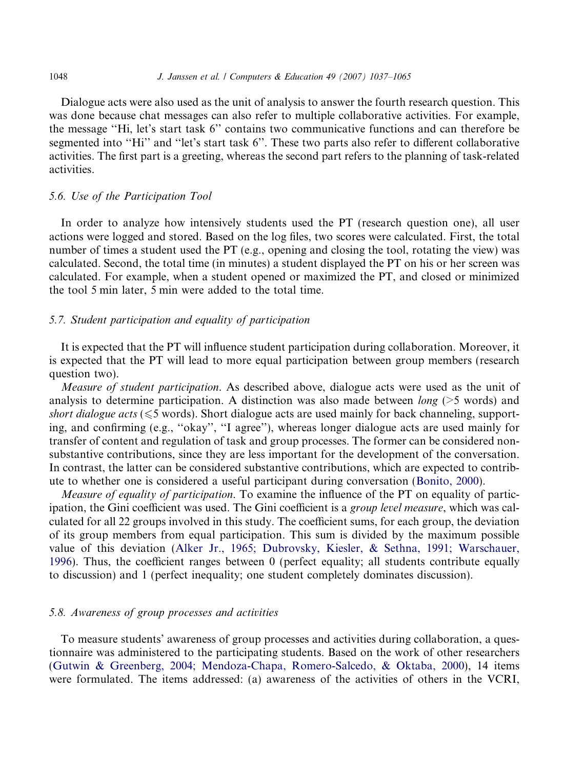Dialogue acts were also used as the unit of analysis to answer the fourth research question. This was done because chat messages can also refer to multiple collaborative activities. For example, the message ''Hi, let's start task 6'' contains two communicative functions and can therefore be segmented into ''Hi'' and ''let's start task 6''. These two parts also refer to different collaborative activities. The first part is a greeting, whereas the second part refers to the planning of task-related activities.

### 5.6. Use of the Participation Tool

In order to analyze how intensively students used the PT (research question one), all user actions were logged and stored. Based on the log files, two scores were calculated. First, the total number of times a student used the PT (e.g., opening and closing the tool, rotating the view) was calculated. Second, the total time (in minutes) a student displayed the PT on his or her screen was calculated. For example, when a student opened or maximized the PT, and closed or minimized the tool 5 min later, 5 min were added to the total time.

### 5.7. Student participation and equality of participation

It is expected that the PT will influence student participation during collaboration. Moreover, it is expected that the PT will lead to more equal participation between group members (research question two).

*Measure of student participation*. As described above, dialogue acts were used as the unit of analysis to determine participation. A distinction was also made between *long* (>5 words) and *short dialogue acts* ($\leqslant$5 words). Short dialogue acts are used mainly for back channeling, supporting, and confirming (e.g., ''okay'', ''I agree''), whereas longer dialogue acts are used mainly for transfer of content and regulation of task and group processes. The former can be considered non-substantive contributions, since they are less important for the development of the conversation. In contrast, the latter can be considered substantive contributions, which are expected to contribute to whether one is considered a useful participant during conversation (Bonito, 2000).

*Measure of equality of participation*. To examine the influence of the PT on equality of participation, the Gini coefficient was used. The Gini coefficient is a *group level measure*, which was calculated for all 22 groups involved in this study. The coefficient sums, for each group, the deviation of its group members from equal participation. This sum is divided by the maximum possible value of this deviation (Alker Jr., 1965; Dubrovsky, Kiesler, & Sethna, 1991; Warschauer, 1996). Thus, the coefficient ranges between 0 (perfect equality; all students contribute equally to discussion) and 1 (perfect inequality; one student completely dominates discussion).

### 5.8. Awareness of group processes and activities

To measure students' awareness of group processes and activities during collaboration, a questionnaire was administered to the participating students. Based on the work of other researchers (Gutwin & Greenberg, 2004; Mendoza-Chapa, Romero-Salcedo, & Oktaba, 2000), 14 items were formulated. The items addressed: (a) awareness of the activities of others in the VCRI,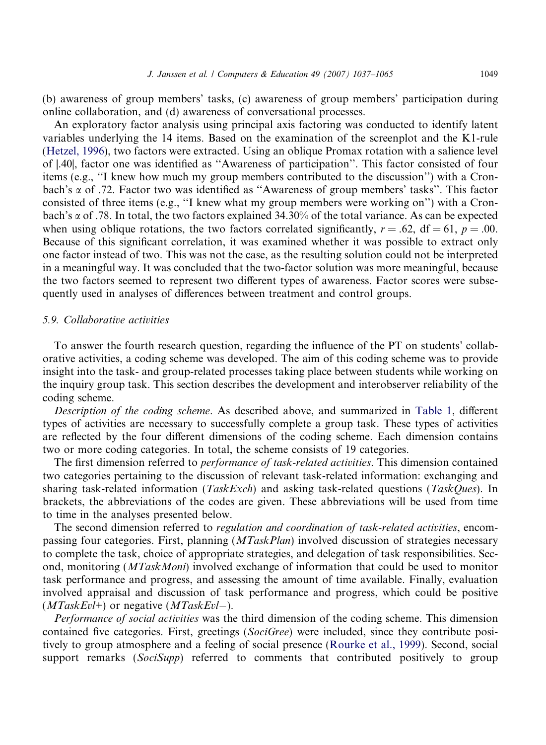(b) awareness of group members' tasks, (c) awareness of group members' participation during online collaboration, and (d) awareness of conversational processes.

An exploratory factor analysis using principal axis factoring was conducted to identify latent variables underlying the 14 items. Based on the examination of the screenplot and the K1-rule (Hetzel, 1996), two factors were extracted. Using an oblique Promax rotation with a salience level of |.40|, factor one was identified as ''Awareness of participation''. This factor consisted of four items (e.g., ''I knew how much my group members contributed to the discussion'') with a Cronbach's $\alpha$ of .72. Factor two was identified as ''Awareness of group members' tasks''. This factor consisted of three items (e.g., ''I knew what my group members were working on'') with a Cronbach's $\alpha$ of .78. In total, the two factors explained 34.30% of the total variance. As can be expected when using oblique rotations, the two factors correlated significantly, $r = .62$, $\text{df} = 61$, $p = .00$. Because of this significant correlation, it was examined whether it was possible to extract only one factor instead of two. This was not the case, as the resulting solution could not be interpreted in a meaningful way. It was concluded that the two-factor solution was more meaningful, because the two factors seemed to represent two different types of awareness. Factor scores were subsequently used in analyses of differences between treatment and control groups.

### 5.9. Collaborative activities

To answer the fourth research question, regarding the influence of the PT on students' collaborative activities, a coding scheme was developed. The aim of this coding scheme was to provide insight into the task- and group-related processes taking place between students while working on the inquiry group task. This section describes the development and interobserver reliability of the coding scheme.

*Description of the coding scheme*. As described above, and summarized in Table 1, different types of activities are necessary to successfully complete a group task. These types of activities are reflected by the four different dimensions of the coding scheme. Each dimension contains two or more coding categories. In total, the scheme consists of 19 categories.

The first dimension referred to *performance of task-related activities*. This dimension contained two categories pertaining to the discussion of relevant task-related information: exchanging and sharing task-related information (*TaskExch*) and asking task-related questions (*TaskQues*). In brackets, the abbreviations of the codes are given. These abbreviations will be used from time to time in the analyses presented below.

The second dimension referred to *regulation and coordination of task-related activities*, encompassing four categories. First, planning (*MTaskPlan*) involved discussion of strategies necessary to complete the task, choice of appropriate strategies, and delegation of task responsibilities. Second, monitoring (*MTaskMoni*) involved exchange of information that could be used to monitor task performance and progress, and assessing the amount of time available. Finally, evaluation involved appraisal and discussion of task performance and progress, which could be positive (*MTaskEvl+*) or negative (*MTaskEvl−*).

*Performance of social activities* was the third dimension of the coding scheme. This dimension contained five categories. First, greetings (*SociGree*) were included, since they contribute positively to group atmosphere and a feeling of social presence (Rourke et al., 1999). Second, social support remarks (*SociSupp*) referred to comments that contributed positively to group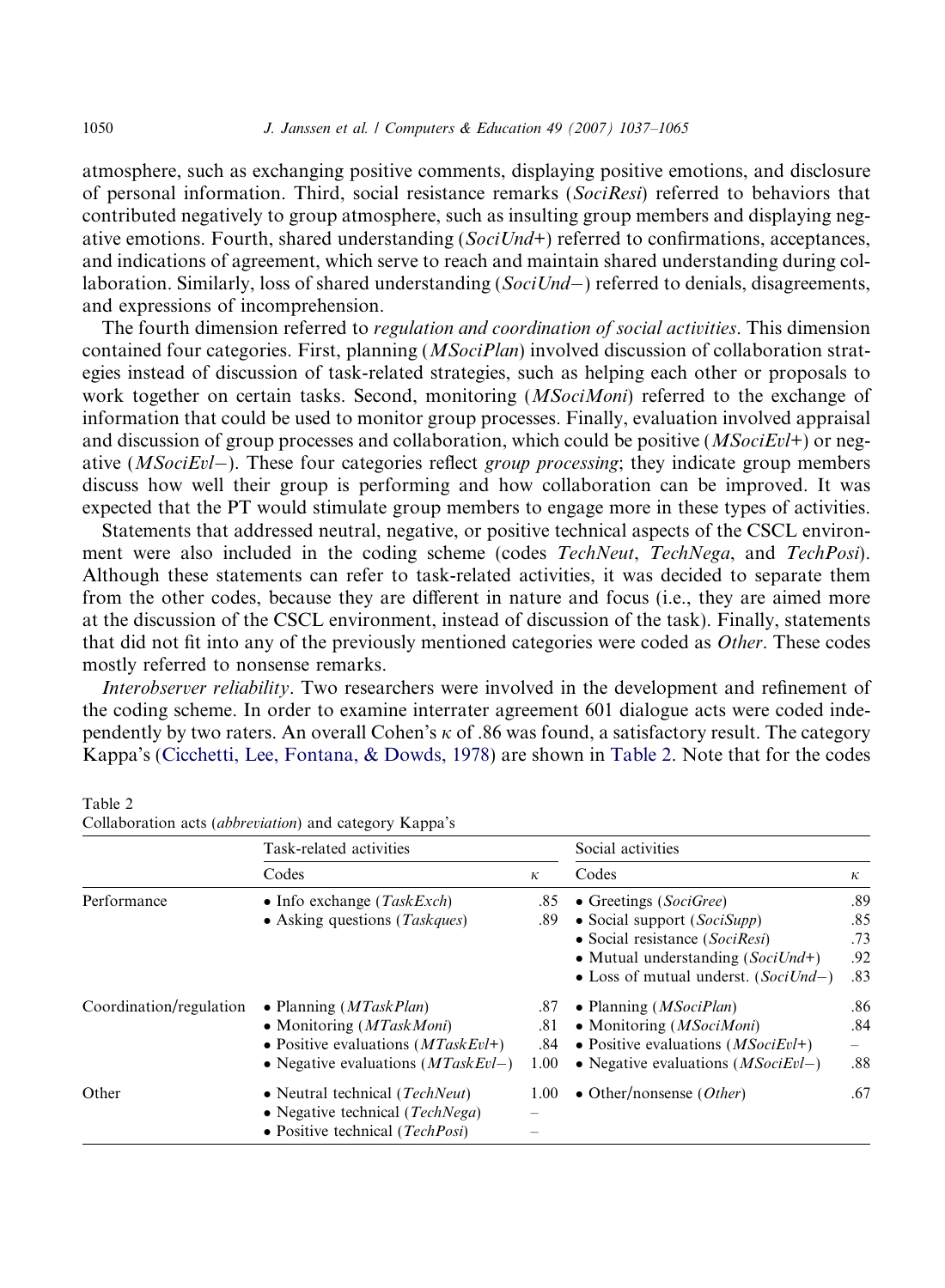atmosphere, such as exchanging positive comments, displaying positive emotions, and disclosure of personal information. Third, social resistance remarks (*SociResi*) referred to behaviors that contributed negatively to group atmosphere, such as insulting group members and displaying negative emotions. Fourth, shared understanding (*SociUnd+*) referred to confirmations, acceptances, and indications of agreement, which serve to reach and maintain shared understanding during collaboration. Similarly, loss of shared understanding (*SociUnd−*) referred to denials, disagreements, and expressions of incomprehension.

The fourth dimension referred to *regulation and coordination of social activities*. This dimension contained four categories. First, planning (*MSociPlan*) involved discussion of collaboration strategies instead of discussion of task-related strategies, such as helping each other or proposals to work together on certain tasks. Second, monitoring (*MSociMoni*) referred to the exchange of information that could be used to monitor group processes. Finally, evaluation involved appraisal and discussion of group processes and collaboration, which could be positive (*MSociEvl+*) or negative (*MSociEvl−*). These four categories reflect *group processing*; they indicate group members discuss how well their group is performing and how collaboration can be improved. It was expected that the PT would stimulate group members to engage more in these types of activities.

Statements that addressed neutral, negative, or positive technical aspects of the CSCL environment were also included in the coding scheme (codes *TechNeut*, *TechNega*, and *TechPosi*). Although these statements can refer to task-related activities, it was decided to separate them from the other codes, because they are different in nature and focus (i.e., they are aimed more at the discussion of the CSCL environment, instead of discussion of the task). Finally, statements that did not fit into any of the previously mentioned categories were coded as *Other*. These codes mostly referred to nonsense remarks.

*Interobserver reliability*. Two researchers were involved in the development and refinement of the coding scheme. In order to examine interrater agreement 601 dialogue acts were coded independently by two raters. An overall Cohen's $\kappa$ of .86 was found, a satisfactory result. The category Kappa's (Cicchetti, Lee, Fontana, & Dowds, 1978) are shown in Table 2. Note that for the codes

Table 2
Collaboration acts (*abbreviation*) and category Kappa's

| | Task-related activities | | Social activities | |
|---|---|---|---|---|
| | Codes | $\kappa$ | Codes | $\kappa$ |
| Performance | • Info exchange (*TaskExch*) | .85 | • Greetings (*SociGree*) | .89 |
| | • Asking questions (*Taskques*) | .89 | • Social support (*SociSupp*) | .85 |
| | | | • Social resistance (*SociResi*) | .73 |
| | | | • Mutual understanding (*SociUnd+*) | .92 |
| | | | • Loss of mutual underst. (*SociUnd−*) | .83 |
| Coordination/regulation | • Planning (*MTaskPlan*) | .87 | • Planning (*MSociPlan*) | .86 |
| | • Monitoring (*MTaskMoni*) | .81 | • Monitoring (*MSociMoni*) | .84 |
| | • Positive evaluations (*MTaskEvl+*) | .84 | • Positive evaluations (*MSociEvl+*) | – |
| | • Negative evaluations (*MTaskEvl−*) | 1.00 | • Negative evaluations (*MSociEvl−*) | .88 |
| Other | • Neutral technical (*TechNeut*) | 1.00 | • Other/nonsense (*Other*) | .67 |
| | • Negative technical (*TechNega*) | – | | |
| | • Positive technical (*TechPosi*) | – | | |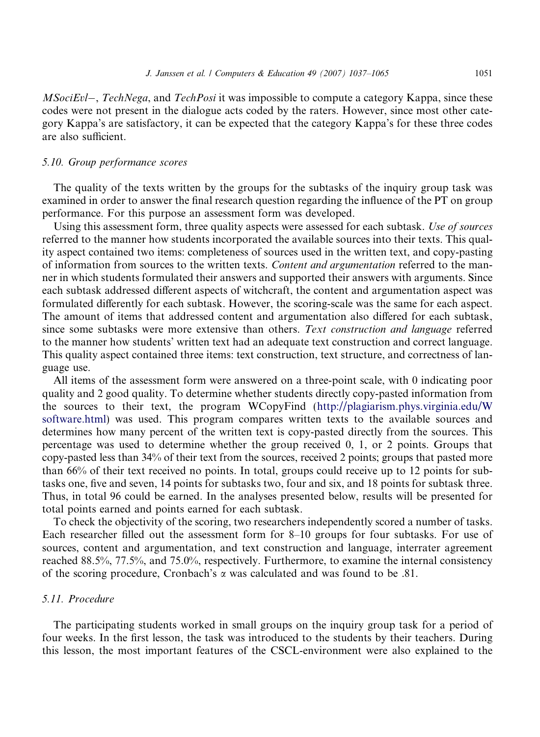*MSociEvl−*, *TechNega*, and *TechPosi* it was impossible to compute a category Kappa, since these codes were not present in the dialogue acts coded by the raters. However, since most other category Kappa's are satisfactory, it can be expected that the category Kappa's for these three codes are also sufficient.

### 5.10. Group performance scores

The quality of the texts written by the groups for the subtasks of the inquiry group task was examined in order to answer the final research question regarding the influence of the PT on group performance. For this purpose an assessment form was developed.

Using this assessment form, three quality aspects were assessed for each subtask. *Use of sources* referred to the manner how students incorporated the available sources into their texts. This quality aspect contained two items: completeness of sources used in the written text, and copy-pasting of information from sources to the written texts. *Content and argumentation* referred to the manner in which students formulated their answers and supported their answers with arguments. Since each subtask addressed different aspects of witchcraft, the content and argumentation aspect was formulated differently for each subtask. However, the scoring-scale was the same for each aspect. The amount of items that addressed content and argumentation also differed for each subtask, since some subtasks were more extensive than others. *Text construction and language* referred to the manner how students' written text had an adequate text construction and correct language. This quality aspect contained three items: text construction, text structure, and correctness of language use.

All items of the assessment form were answered on a three-point scale, with 0 indicating poor quality and 2 good quality. To determine whether students directly copy-pasted information from the sources to their text, the program WCopyFind (http://plagiarism.phys.virginia.edu/Wsoftware.html) was used. This program compares written texts to the available sources and determines how many percent of the written text is copy-pasted directly from the sources. This percentage was used to determine whether the group received 0, 1, or 2 points. Groups that copy-pasted less than 34% of their text from the sources, received 2 points; groups that pasted more than 66% of their text received no points. In total, groups could receive up to 12 points for subtasks one, five and seven, 14 points for subtasks two, four and six, and 18 points for subtask three. Thus, in total 96 could be earned. In the analyses presented below, results will be presented for total points earned and points earned for each subtask.

To check the objectivity of the scoring, two researchers independently scored a number of tasks. Each researcher filled out the assessment form for 8–10 groups for four subtasks. For use of sources, content and argumentation, and text construction and language, interrater agreement reached 88.5%, 77.5%, and 75.0%, respectively. Furthermore, to examine the internal consistency of the scoring procedure, Cronbach's $\alpha$ was calculated and was found to be .81.

### 5.11. Procedure

The participating students worked in small groups on the inquiry group task for a period of four weeks. In the first lesson, the task was introduced to the students by their teachers. During this lesson, the most important features of the CSCL-environment were also explained to the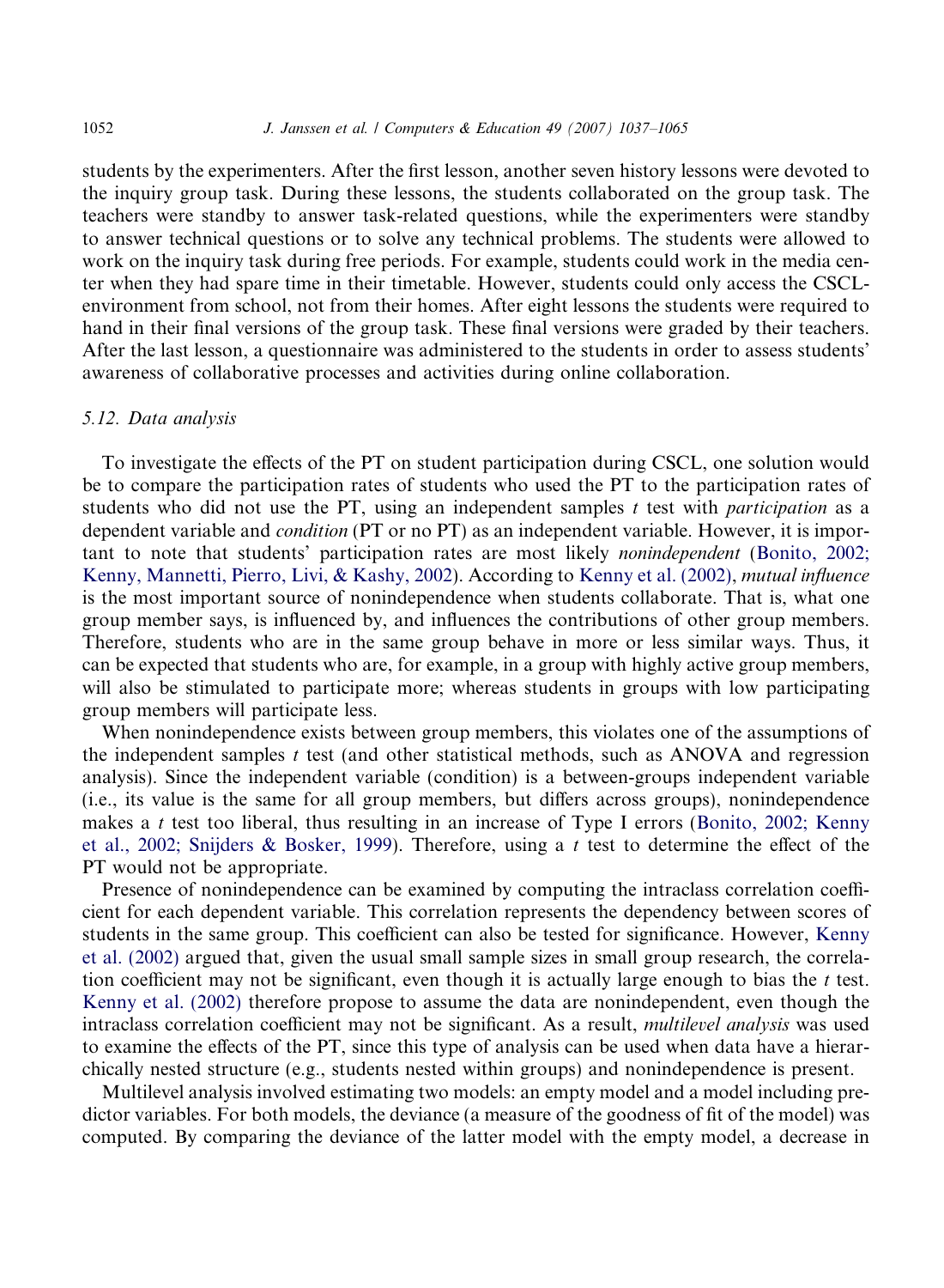students by the experimenters. After the first lesson, another seven history lessons were devoted to the inquiry group task. During these lessons, the students collaborated on the group task. The teachers were standby to answer task-related questions, while the experimenters were standby to answer technical questions or to solve any technical problems. The students were allowed to work on the inquiry task during free periods. For example, students could work in the media center when they had spare time in their timetable. However, students could only access the CSCL-environment from school, not from their homes. After eight lessons the students were required to hand in their final versions of the group task. These final versions were graded by their teachers. After the last lesson, a questionnaire was administered to the students in order to assess students' awareness of collaborative processes and activities during online collaboration.

### 5.12. Data analysis

To investigate the effects of the PT on student participation during CSCL, one solution would be to compare the participation rates of students who used the PT to the participation rates of students who did not use the PT, using an independent samples *t* test with *participation* as a dependent variable and *condition* (PT or no PT) as an independent variable. However, it is important to note that students' participation rates are most likely *nonindependent* (Bonito, 2002; Kenny, Mannetti, Pierro, Livi, & Kashy, 2002). According to Kenny et al. (2002), *mutual influence* is the most important source of nonindependence when students collaborate. That is, what one group member says, is influenced by, and influences the contributions of other group members. Therefore, students who are in the same group behave in more or less similar ways. Thus, it can be expected that students who are, for example, in a group with highly active group members, will also be stimulated to participate more; whereas students in groups with low participating group members will participate less.

When nonindependence exists between group members, this violates one of the assumptions of the independent samples *t* test (and other statistical methods, such as ANOVA and regression analysis). Since the independent variable (condition) is a between-groups independent variable (i.e., its value is the same for all group members, but differs across groups), nonindependence makes a *t* test too liberal, thus resulting in an increase of Type I errors (Bonito, 2002; Kenny et al., 2002; Snijders & Bosker, 1999). Therefore, using a *t* test to determine the effect of the PT would not be appropriate.

Presence of nonindependence can be examined by computing the intraclass correlation coefficient for each dependent variable. This correlation represents the dependency between scores of students in the same group. This coefficient can also be tested for significance. However, Kenny et al. (2002) argued that, given the usual small sample sizes in small group research, the correlation coefficient may not be significant, even though it is actually large enough to bias the *t* test. Kenny et al. (2002) therefore propose to assume the data are nonindependent, even though the intraclass correlation coefficient may not be significant. As a result, *multilevel analysis* was used to examine the effects of the PT, since this type of analysis can be used when data have a hierarchically nested structure (e.g., students nested within groups) and nonindependence is present.

Multilevel analysis involved estimating two models: an empty model and a model including predictor variables. For both models, the deviance (a measure of the goodness of fit of the model) was computed. By comparing the deviance of the latter model with the empty model, a decrease in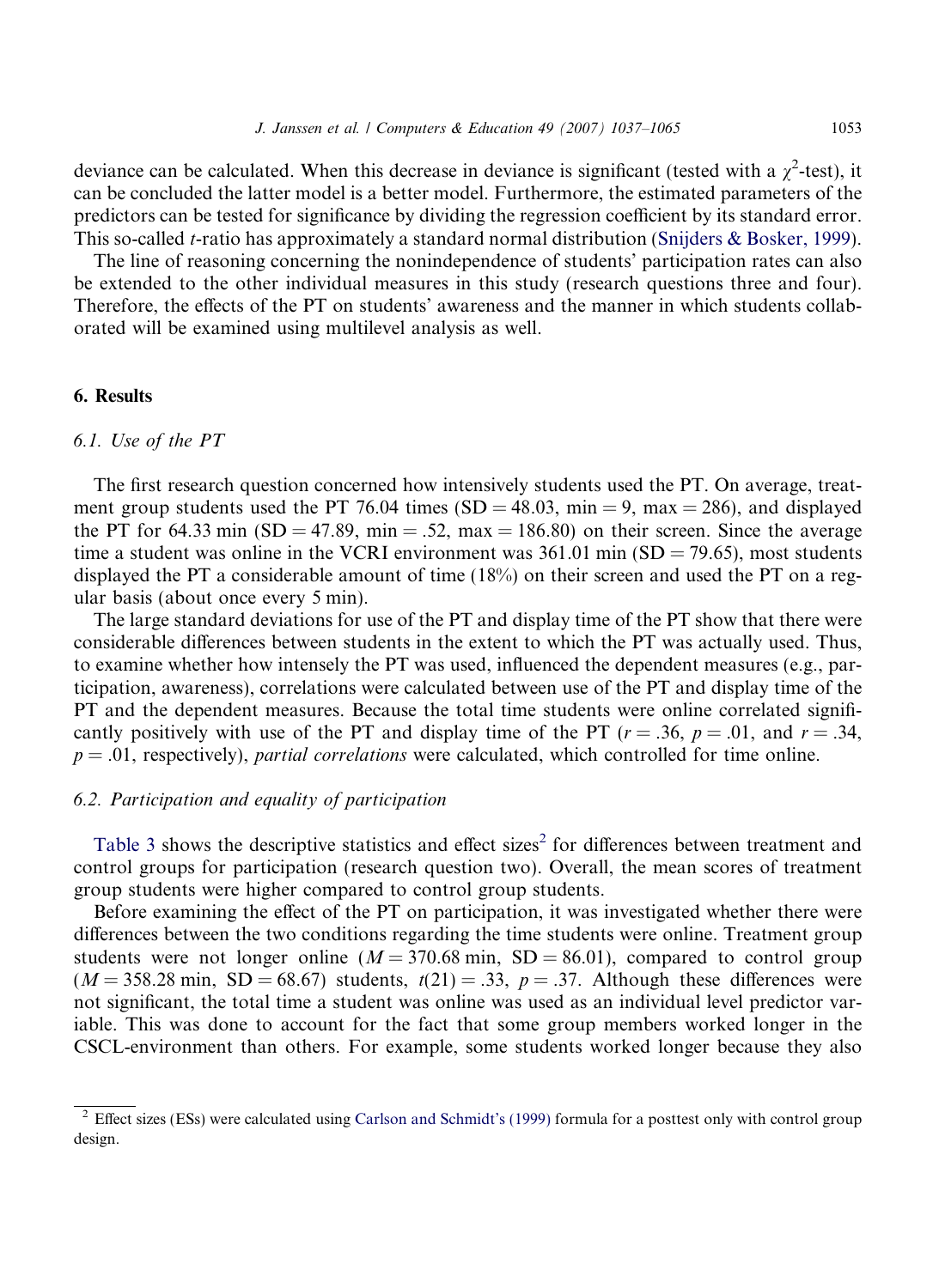deviance can be calculated. When this decrease in deviance is significant (tested with a $\chi^2$-test), it can be concluded the latter model is a better model. Furthermore, the estimated parameters of the predictors can be tested for significance by dividing the regression coefficient by its standard error. This so-called *t*-ratio has approximately a standard normal distribution (Snijders & Bosker, 1999).

The line of reasoning concerning the nonindependence of students' participation rates can also be extended to the other individual measures in this study (research questions three and four). Therefore, the effects of the PT on students' awareness and the manner in which students collaborated will be examined using multilevel analysis as well.

## 6. Results

### 6.1. Use of the PT

The first research question concerned how intensively students used the PT. On average, treatment group students used the PT 76.04 times (SD = 48.03, min = 9, max = 286), and displayed the PT for 64.33 min (SD = 47.89, min = .52, max = 186.80) on their screen. Since the average time a student was online in the VCRI environment was 361.01 min (SD = 79.65), most students displayed the PT a considerable amount of time (18%) on their screen and used the PT on a regular basis (about once every 5 min).

The large standard deviations for use of the PT and display time of the PT show that there were considerable differences between students in the extent to which the PT was actually used. Thus, to examine whether how intensely the PT was used, influenced the dependent measures (e.g., participation, awareness), correlations were calculated between use of the PT and display time of the PT and the dependent measures. Because the total time students were online correlated significantly positively with use of the PT and display time of the PT ($r = .36$, $p = .01$, and $r = .34$, $p = .01$, respectively), *partial correlations* were calculated, which controlled for time online.

### 6.2. Participation and equality of participation

Table 3 shows the descriptive statistics and effect sizes[2] for differences between treatment and control groups for participation (research question two). Overall, the mean scores of treatment group students were higher compared to control group students.

Before examining the effect of the PT on participation, it was investigated whether there were differences between the two conditions regarding the time students were online. Treatment group students were not longer online ($M = 370.68$ min, SD = 86.01), compared to control group ($M = 358.28$ min, SD = 68.67) students, $t(21) = .33$, $p = .37$. Although these differences were not significant, the total time a student was online was used as an individual level predictor variable. This was done to account for the fact that some group members worked longer in the CSCL-environment than others. For example, some students worked longer because they also

[2] Effect sizes (ESs) were calculated using Carlson and Schmidt's (1999) formula for a posttest only with control group design.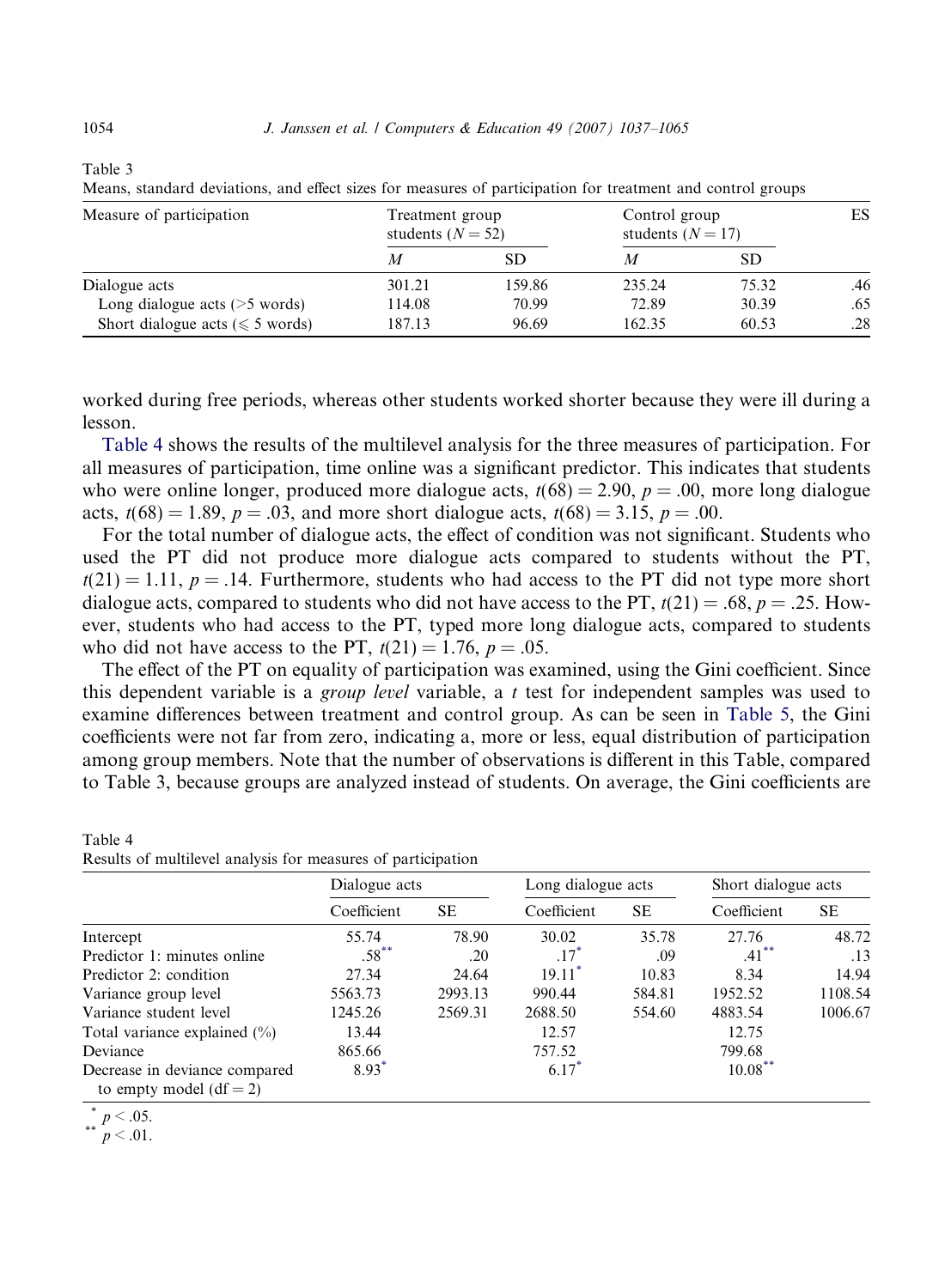Table 3
Means, standard deviations, and effect sizes for measures of participation for treatment and control groups

| Measure of participation | Treatment group students ($N = 52$) | | Control group students ($N = 17$) | | ES |
|---|---|---|---|---|---|
| | *M* | SD | *M* | SD | |
| Dialogue acts | 301.21 | 159.86 | 235.24 | 75.32 | .46 |
| Long dialogue acts (>5 words) | 114.08 | 70.99 | 72.89 | 30.39 | .65 |
| Short dialogue acts ($\leqslant$ 5 words) | 187.13 | 96.69 | 162.35 | 60.53 | .28 |

worked during free periods, whereas other students worked shorter because they were ill during a lesson.

Table 4 shows the results of the multilevel analysis for the three measures of participation. For all measures of participation, time online was a significant predictor. This indicates that students who were online longer, produced more dialogue acts, $t(68) = 2.90$, $p = .00$, more long dialogue acts, $t(68) = 1.89$, $p = .03$, and more short dialogue acts, $t(68) = 3.15$, $p = .00$.

For the total number of dialogue acts, the effect of condition was not significant. Students who used the PT did not produce more dialogue acts compared to students without the PT, $t(21) = 1.11$, $p = .14$. Furthermore, students who had access to the PT did not type more short dialogue acts, compared to students who did not have access to the PT, $t(21) = .68$, $p = .25$. However, students who had access to the PT, typed more long dialogue acts, compared to students who did not have access to the PT, $t(21) = 1.76$, $p = .05$.

The effect of the PT on equality of participation was examined, using the Gini coefficient. Since this dependent variable is a *group level* variable, a *t* test for independent samples was used to examine differences between treatment and control group. As can be seen in Table 5, the Gini coefficients were not far from zero, indicating a, more or less, equal distribution of participation among group members. Note that the number of observations is different in this Table, compared to Table 3, because groups are analyzed instead of students. On average, the Gini coefficients are

Table 4
Results of multilevel analysis for measures of participation

| | Dialogue acts | | Long dialogue acts | | Short dialogue acts | |
|---|---|---|---|---|---|---|
| | Coefficient | SE | Coefficient | SE | Coefficient | SE |
| Intercept | 55.74 | 78.90 | 30.02 | 35.78 | 27.76 | 48.72 |
| Predictor 1: minutes online | .58** | .20 | .17* | .09 | .41** | .13 |
| Predictor 2: condition | 27.34 | 24.64 | 19.11* | 10.83 | 8.34 | 14.94 |
| Variance group level | 5563.73 | 2993.13 | 990.44 | 584.81 | 1952.52 | 1108.54 |
| Variance student level | 1245.26 | 2569.31 | 2688.50 | 554.60 | 4883.54 | 1006.67 |
| Total variance explained (%) | 13.44 | | 12.57 | | 12.75 | |
| Deviance | 865.66 | | 757.52 | | 799.68 | |
| Decrease in deviance compared to empty model (df = 2) | 8.93* | | 6.17* | | 10.08** | |

\* $p < .05$.
\*\* $p < .01$.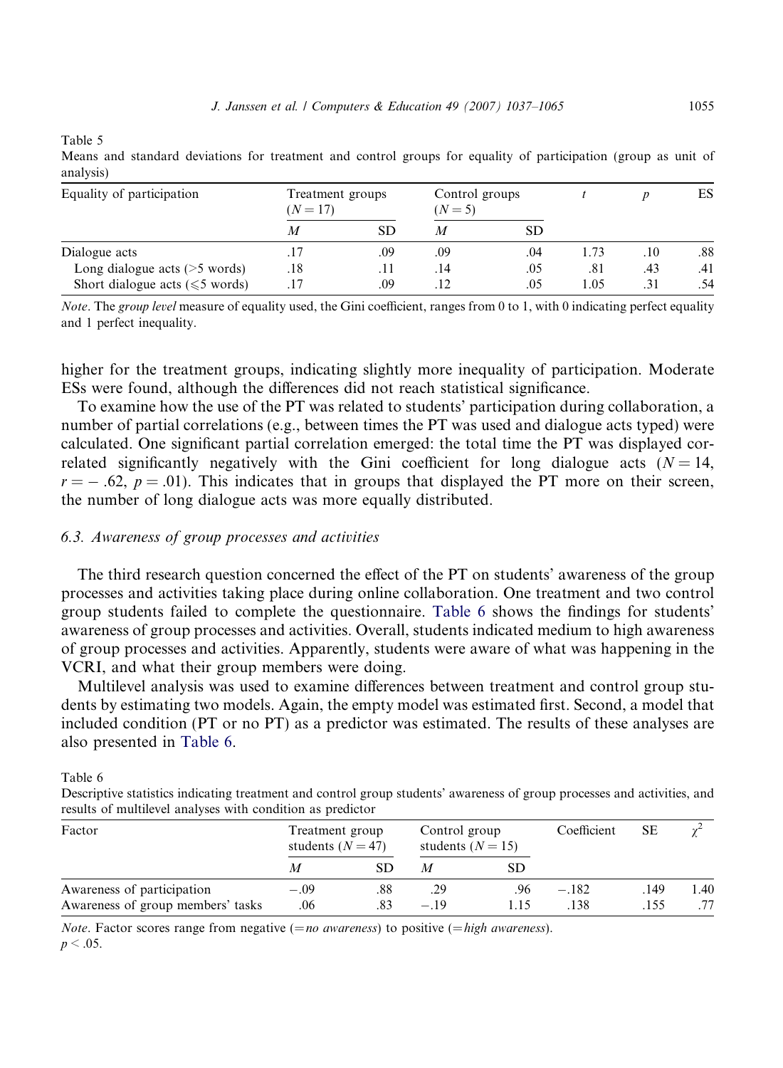Table 5

Means and standard deviations for treatment and control groups for equality of participation (group as unit of analysis)

| Equality of participation | Treatment groups ($N = 17$) | | Control groups ($N = 5$) | | $t$ | $p$ | ES |
|---|---|---|---|---|---|---|---|
| | $M$ | SD | $M$ | SD | | | |
| Dialogue acts | .17 | .09 | .09 | .04 | 1.73 | .10 | .88 |
| Long dialogue acts (>5 words) | .18 | .11 | .14 | .05 | .81 | .43 | .41 |
| Short dialogue acts (⩽5 words) | .17 | .09 | .12 | .05 | 1.05 | .31 | .54 |

*Note*. The *group level* measure of equality used, the Gini coefficient, ranges from 0 to 1, with 0 indicating perfect equality and 1 perfect inequality.

higher for the treatment groups, indicating slightly more inequality of participation. Moderate ESs were found, although the differences did not reach statistical significance.

To examine how the use of the PT was related to students' participation during collaboration, a number of partial correlations (e.g., between times the PT was used and dialogue acts typed) were calculated. One significant partial correlation emerged: the total time the PT was displayed correlated significantly negatively with the Gini coefficient for long dialogue acts ($N = 14$, $r = -.62$, $p = .01$). This indicates that in groups that displayed the PT more on their screen, the number of long dialogue acts was more equally distributed.

### 6.3. Awareness of group processes and activities

The third research question concerned the effect of the PT on students' awareness of the group processes and activities taking place during online collaboration. One treatment and two control group students failed to complete the questionnaire. Table 6 shows the findings for students' awareness of group processes and activities. Overall, students indicated medium to high awareness of group processes and activities. Apparently, students were aware of what was happening in the VCRI, and what their group members were doing.

Multilevel analysis was used to examine differences between treatment and control group students by estimating two models. Again, the empty model was estimated first. Second, a model that included condition (PT or no PT) as a predictor was estimated. The results of these analyses are also presented in Table 6.

Table 6

Descriptive statistics indicating treatment and control group students' awareness of group processes and activities, and results of multilevel analyses with condition as predictor

| Factor | Treatment group students ($N = 47$) | | Control group students ($N = 15$) | | Coefficient | SE | $\chi^2$ |
|---|---|---|---|---|---|---|---|
| | $M$ | SD | $M$ | SD | | | |
| Awareness of participation | −.09 | .88 | .29 | .96 | −.182 | .149 | 1.40 |
| Awareness of group members' tasks | .06 | .83 | −.19 | 1.15 | .138 | .155 | .77 |

*Note*. Factor scores range from negative (=*no awareness*) to positive (=*high awareness*).
$p < .05$.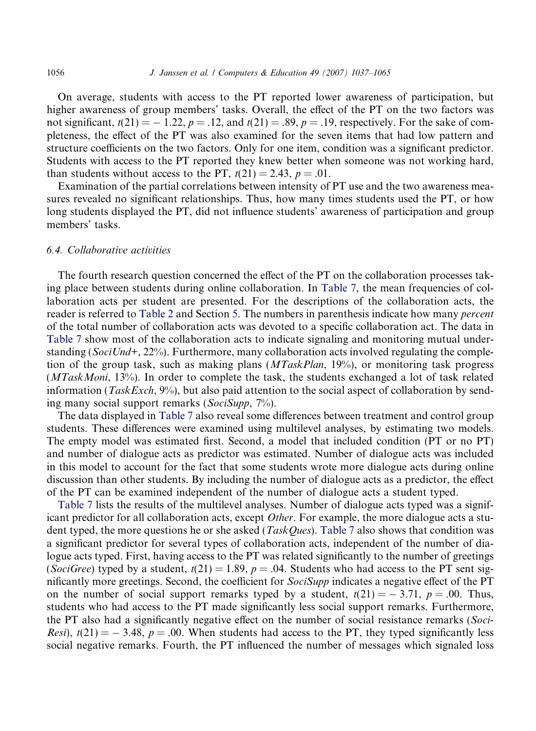On average, students with access to the PT reported lower awareness of participation, but higher awareness of group members' tasks. Overall, the effect of the PT on the two factors was not significant, $t(21) = -1.22$, $p = .12$, and $t(21) = .89$, $p = .19$, respectively. For the sake of completeness, the effect of the PT was also examined for the seven items that had low pattern and structure coefficients on the two factors. Only for one item, condition was a significant predictor. Students with access to the PT reported they knew better when someone was not working hard, than students without access to the PT, $t(21) = 2.43$, $p = .01$.

Examination of the partial correlations between intensity of PT use and the two awareness measures revealed no significant relationships. Thus, how many times students used the PT, or how long students displayed the PT, did not influence students' awareness of participation and group members' tasks.

### 6.4. Collaborative activities

The fourth research question concerned the effect of the PT on the collaboration processes taking place between students during online collaboration. In Table 7, the mean frequencies of collaboration acts per student are presented. For the descriptions of the collaboration acts, the reader is referred to Table 2 and Section 5. The numbers in parenthesis indicate how many *percent* of the total number of collaboration acts was devoted to a specific collaboration act. The data in Table 7 show most of the collaboration acts to indicate signaling and monitoring mutual understanding (*SociUnd+*, 22%). Furthermore, many collaboration acts involved regulating the completion of the group task, such as making plans (*MTaskPlan*, 19%), or monitoring task progress (*MTaskMoni*, 13%). In order to complete the task, the students exchanged a lot of task related information (*TaskExch*, 9%), but also paid attention to the social aspect of collaboration by sending many social support remarks (*SociSupp*, 7%).

The data displayed in Table 7 also reveal some differences between treatment and control group students. These differences were examined using multilevel analyses, by estimating two models. The empty model was estimated first. Second, a model that included condition (PT or no PT) and number of dialogue acts as predictor was estimated. Number of dialogue acts was included in this model to account for the fact that some students wrote more dialogue acts during online discussion than other students. By including the number of dialogue acts as a predictor, the effect of the PT can be examined independent of the number of dialogue acts a student typed.

Table 7 lists the results of the multilevel analyses. Number of dialogue acts typed was a significant predictor for all collaboration acts, except *Other*. For example, the more dialogue acts a student typed, the more questions he or she asked (*TaskQues*). Table 7 also shows that condition was a significant predictor for several types of collaboration acts, independent of the number of dialogue acts typed. First, having access to the PT was related significantly to the number of greetings (*SociGree*) typed by a student, $t(21) = 1.89$, $p = .04$. Students who had access to the PT sent significantly more greetings. Second, the coefficient for *SociSupp* indicates a negative effect of the PT on the number of social support remarks typed by a student, $t(21) = -3.71$, $p = .00$. Thus, students who had access to the PT made significantly less social support remarks. Furthermore, the PT also had a significantly negative effect on the number of social resistance remarks (*SociResi*), $t(21) = -3.48$, $p = .00$. When students had access to the PT, they typed significantly less social negative remarks. Fourth, the PT influenced the number of messages which signaled loss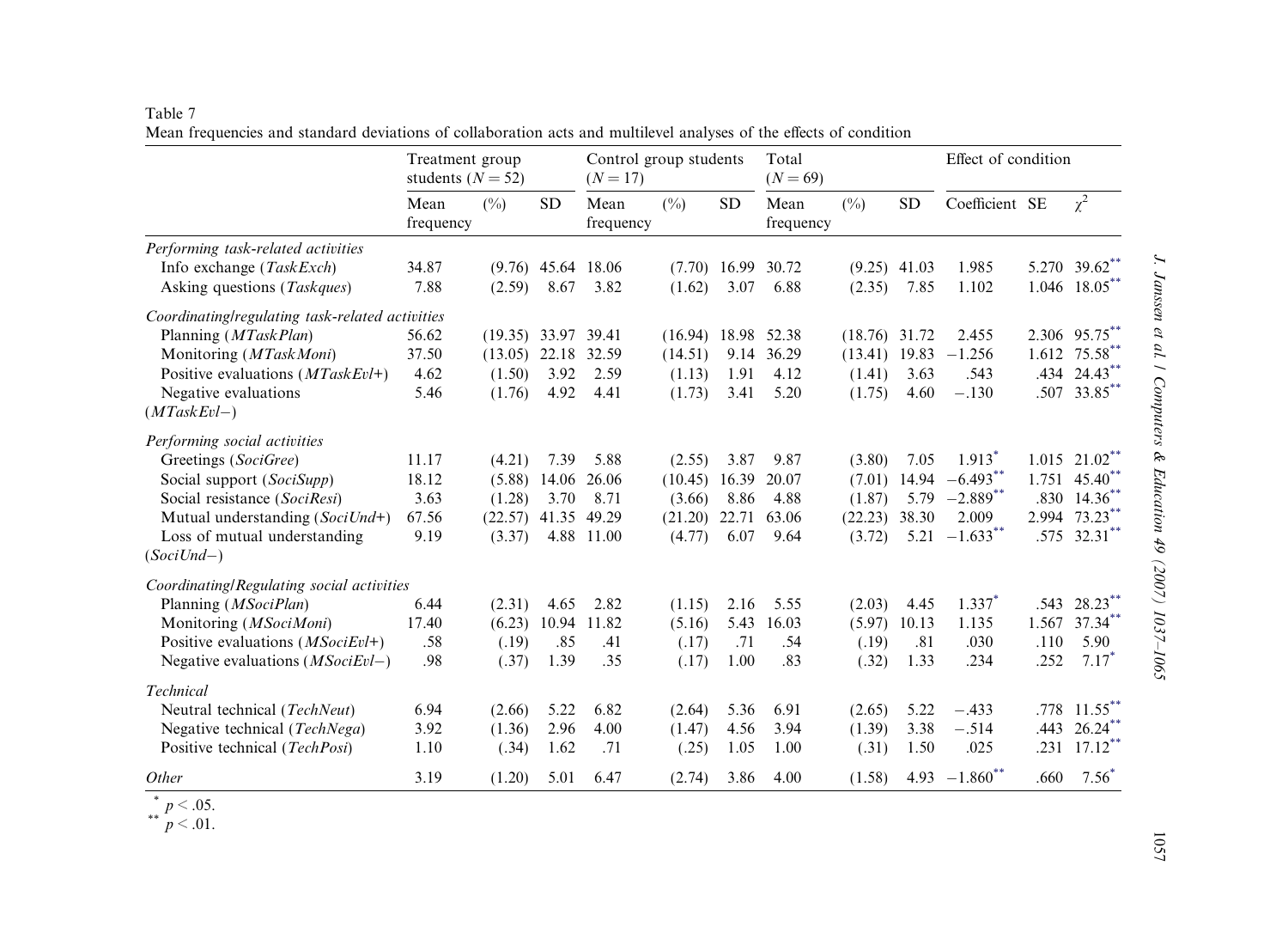Table 7

Mean frequencies and standard deviations of collaboration acts and multilevel analyses of the effects of condition

| | Treatment group students ($N = 52$) | | | Control group students ($N = 17$) | | | Total ($N = 69$) | | | Effect of condition | | |
|---|---|---|---|---|---|---|---|---|---|---|---|---|
| | Mean frequency | (%) | SD | Mean frequency | (%) | SD | Mean frequency | (%) | SD | Coefficient | SE | $\chi^2$ |
| *Performing task-related activities* | | | | | | | | | | | | |
| Info exchange (*TaskExch*) | 34.87 | (9.76) | 45.64 | 18.06 | (7.70) | 16.99 | 30.72 | (9.25) | 41.03 | 1.985 | 5.270 | 39.62** |
| Asking questions (*Taskques*) | 7.88 | (2.59) | 8.67 | 3.82 | (1.62) | 3.07 | 6.88 | (2.35) | 7.85 | 1.102 | 1.046 | 18.05** |
| *Coordinating/regulating task-related activities* | | | | | | | | | | | | |
| Planning (*MTaskPlan*) | 56.62 | (19.35) | 33.97 | 39.41 | (16.94) | 18.98 | 52.38 | (18.76) | 31.72 | 2.455 | 2.306 | 95.75** |
| Monitoring (*MTaskMoni*) | 37.50 | (13.05) | 22.18 | 32.59 | (14.51) | 9.14 | 36.29 | (13.41) | 19.83 | −1.256 | 1.612 | 75.58** |
| Positive evaluations (*MTaskEvl+*) | 4.62 | (1.50) | 3.92 | 2.59 | (1.13) | 1.91 | 4.12 | (1.41) | 3.63 | .543 | .434 | 24.43** |
| Negative evaluations (*MTaskEvl−*) | 5.46 | (1.76) | 4.92 | 4.41 | (1.73) | 3.41 | 5.20 | (1.75) | 4.60 | −.130 | .507 | 33.85** |
| *Performing social activities* | | | | | | | | | | | | |
| Greetings (*SociGree*) | 11.17 | (4.21) | 7.39 | 5.88 | (2.55) | 3.87 | 9.87 | (3.80) | 7.05 | 1.913* | 1.015 | 21.02** |
| Social support (*SociSupp*) | 18.12 | (5.88) | 14.06 | 26.06 | (10.45) | 16.39 | 20.07 | (7.01) | 14.94 | −6.493** | 1.751 | 45.40** |
| Social resistance (*SociResi*) | 3.63 | (1.28) | 3.70 | 8.71 | (3.66) | 8.86 | 4.88 | (1.87) | 5.79 | −2.889** | .830 | 14.36** |
| Mutual understanding (*SociUnd+*) | 67.56 | (22.57) | 41.35 | 49.29 | (21.20) | 22.71 | 63.06 | (22.23) | 38.30 | 2.009 | 2.994 | 73.23** |
| Loss of mutual understanding (*SociUnd−*) | 9.19 | (3.37) | 4.88 | 11.00 | (4.77) | 6.07 | 9.64 | (3.72) | 5.21 | −1.633** | .575 | 32.31** |
| *Coordinating/Regulating social activities* | | | | | | | | | | | | |
| Planning (*MSociPlan*) | 6.44 | (2.31) | 4.65 | 2.82 | (1.15) | 2.16 | 5.55 | (2.03) | 4.45 | 1.337* | .543 | 28.23** |
| Monitoring (*MSociMoni*) | 17.40 | (6.23) | 10.94 | 11.82 | (5.16) | 5.43 | 16.03 | (5.97) | 10.13 | 1.135 | 1.567 | 37.34** |
| Positive evaluations (*MSociEvl+*) | .58 | (.19) | .85 | .41 | (.17) | .71 | .54 | (.19) | .81 | .030 | .110 | 5.90 |
| Negative evaluations (*MSociEvl−*) | .98 | (.37) | 1.39 | .35 | (.17) | 1.00 | .83 | (.32) | 1.33 | .234 | .252 | 7.17* |
| *Technical* | | | | | | | | | | | | |
| Neutral technical (*TechNeut*) | 6.94 | (2.66) | 5.22 | 6.82 | (2.64) | 5.36 | 6.91 | (2.65) | 5.22 | −.433 | .778 | 11.55** |
| Negative technical (*TechNega*) | 3.92 | (1.36) | 2.96 | 4.00 | (1.47) | 4.56 | 3.94 | (1.39) | 3.38 | −.514 | .443 | 26.24** |
| Positive technical (*TechPosi*) | 1.10 | (.34) | 1.62 | .71 | (.25) | 1.05 | 1.00 | (.31) | 1.50 | .025 | .231 | 17.12** |
| *Other* | 3.19 | (1.20) | 5.01 | 6.47 | (2.74) | 3.86 | 4.00 | (1.58) | 4.93 | −1.860** | .660 | 7.56* |

\* $p < .05$.

\*\* $p < .01$.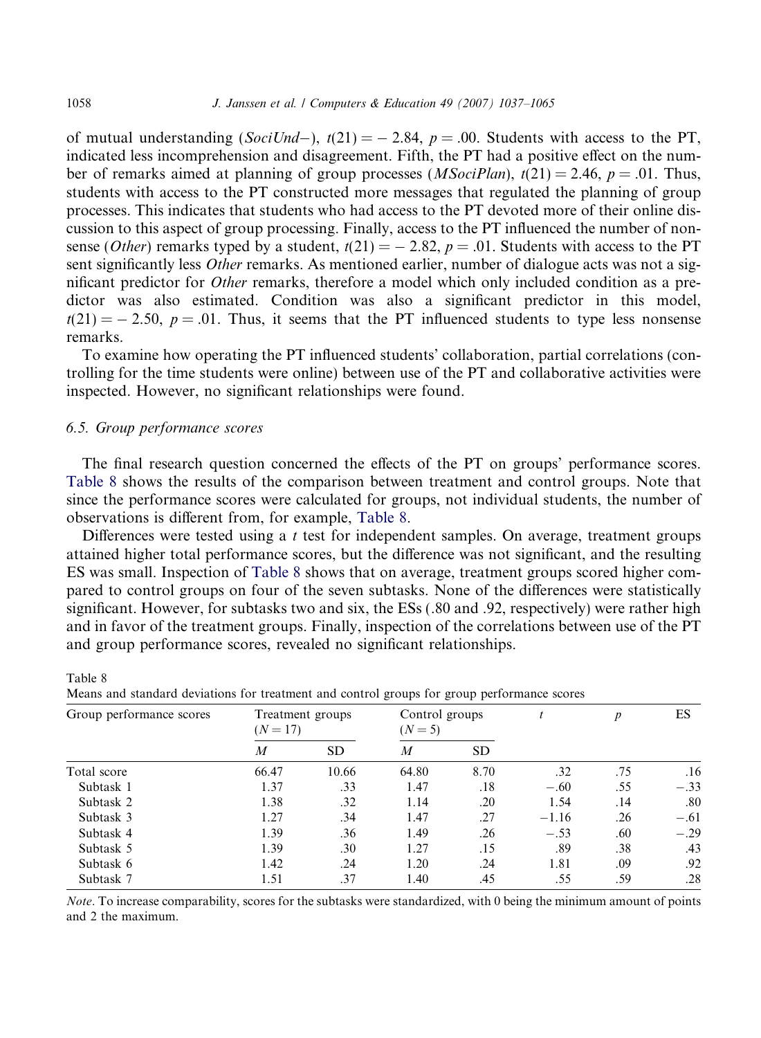of mutual understanding (*SociUnd*−), $t(21) = -2.84$, $p = .00$. Students with access to the PT, indicated less incomprehension and disagreement. Fifth, the PT had a positive effect on the number of remarks aimed at planning of group processes (*MSociPlan*), $t(21) = 2.46$, $p = .01$. Thus, students with access to the PT constructed more messages that regulated the planning of group processes. This indicates that students who had access to the PT devoted more of their online discussion to this aspect of group processing. Finally, access to the PT influenced the number of nonsense (*Other*) remarks typed by a student, $t(21) = -2.82$, $p = .01$. Students with access to the PT sent significantly less *Other* remarks. As mentioned earlier, number of dialogue acts was not a significant predictor for *Other* remarks, therefore a model which only included condition as a predictor was also estimated. Condition was also a significant predictor in this model, $t(21) = -2.50$, $p = .01$. Thus, it seems that the PT influenced students to type less nonsense remarks.

To examine how operating the PT influenced students' collaboration, partial correlations (controlling for the time students were online) between use of the PT and collaborative activities were inspected. However, no significant relationships were found.

### 6.5. Group performance scores

The final research question concerned the effects of the PT on groups' performance scores. Table 8 shows the results of the comparison between treatment and control groups. Note that since the performance scores were calculated for groups, not individual students, the number of observations is different from, for example, Table 8.

Differences were tested using a *t* test for independent samples. On average, treatment groups attained higher total performance scores, but the difference was not significant, and the resulting ES was small. Inspection of Table 8 shows that on average, treatment groups scored higher compared to control groups on four of the seven subtasks. None of the differences were statistically significant. However, for subtasks two and six, the ESs (.80 and .92, respectively) were rather high and in favor of the treatment groups. Finally, inspection of the correlations between use of the PT and group performance scores, revealed no significant relationships.

Table 8
Means and standard deviations for treatment and control groups for group performance scores

| Group performance scores | Treatment groups ($N = 17$) | | Control groups ($N = 5$) | | *t* | *p* | ES |
|---|---|---|---|---|---|---|---|
| | *M* | SD | *M* | SD | | | |
| Total score | 66.47 | 10.66 | 64.80 | 8.70 | .32 | .75 | .16 |
| Subtask 1 | 1.37 | .33 | 1.47 | .18 | −.60 | .55 | −.33 |
| Subtask 2 | 1.38 | .32 | 1.14 | .20 | 1.54 | .14 | .80 |
| Subtask 3 | 1.27 | .34 | 1.47 | .27 | −1.16 | .26 | −.61 |
| Subtask 4 | 1.39 | .36 | 1.49 | .26 | −.53 | .60 | −.29 |
| Subtask 5 | 1.39 | .30 | 1.27 | .15 | .89 | .38 | .43 |
| Subtask 6 | 1.42 | .24 | 1.20 | .24 | 1.81 | .09 | .92 |
| Subtask 7 | 1.51 | .37 | 1.40 | .45 | .55 | .59 | .28 |

*Note*. To increase comparability, scores for the subtasks were standardized, with 0 being the minimum amount of points and 2 the maximum.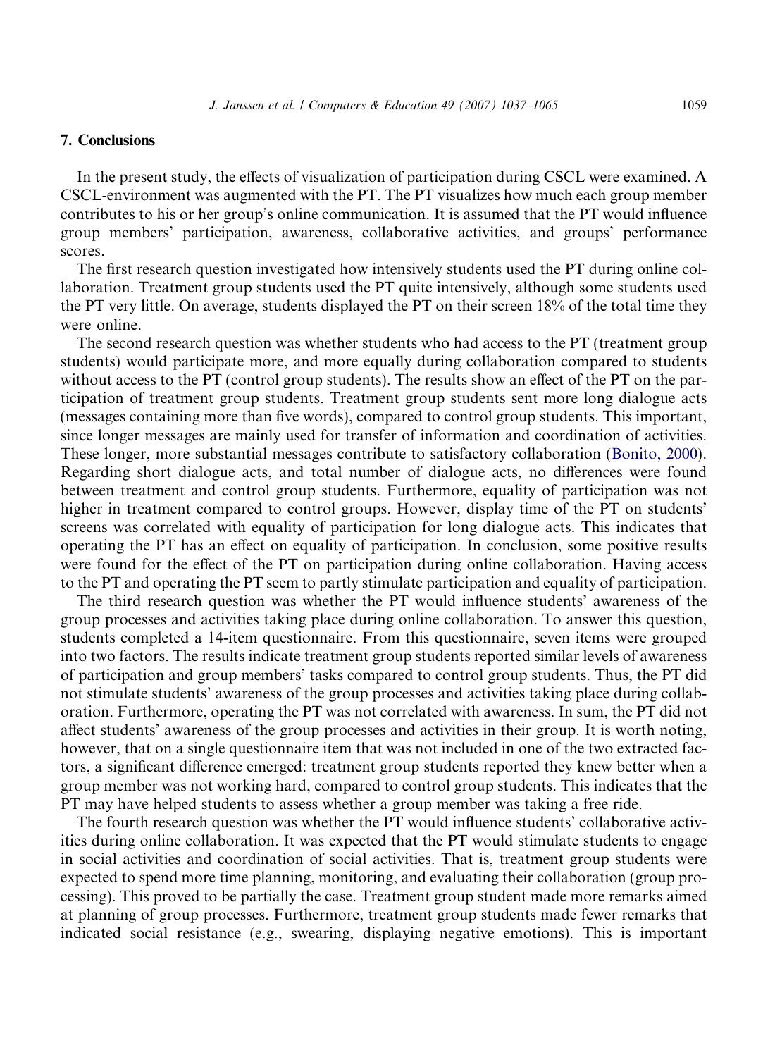## 7. Conclusions

In the present study, the effects of visualization of participation during CSCL were examined. A CSCL-environment was augmented with the PT. The PT visualizes how much each group member contributes to his or her group's online communication. It is assumed that the PT would influence group members' participation, awareness, collaborative activities, and groups' performance scores.

The first research question investigated how intensively students used the PT during online collaboration. Treatment group students used the PT quite intensively, although some students used the PT very little. On average, students displayed the PT on their screen 18% of the total time they were online.

The second research question was whether students who had access to the PT (treatment group students) would participate more, and more equally during collaboration compared to students without access to the PT (control group students). The results show an effect of the PT on the participation of treatment group students. Treatment group students sent more long dialogue acts (messages containing more than five words), compared to control group students. This important, since longer messages are mainly used for transfer of information and coordination of activities. These longer, more substantial messages contribute to satisfactory collaboration (Bonito, 2000). Regarding short dialogue acts, and total number of dialogue acts, no differences were found between treatment and control group students. Furthermore, equality of participation was not higher in treatment compared to control groups. However, display time of the PT on students' screens was correlated with equality of participation for long dialogue acts. This indicates that operating the PT has an effect on equality of participation. In conclusion, some positive results were found for the effect of the PT on participation during online collaboration. Having access to the PT and operating the PT seem to partly stimulate participation and equality of participation.

The third research question was whether the PT would influence students' awareness of the group processes and activities taking place during online collaboration. To answer this question, students completed a 14-item questionnaire. From this questionnaire, seven items were grouped into two factors. The results indicate treatment group students reported similar levels of awareness of participation and group members' tasks compared to control group students. Thus, the PT did not stimulate students' awareness of the group processes and activities taking place during collaboration. Furthermore, operating the PT was not correlated with awareness. In sum, the PT did not affect students' awareness of the group processes and activities in their group. It is worth noting, however, that on a single questionnaire item that was not included in one of the two extracted factors, a significant difference emerged: treatment group students reported they knew better when a group member was not working hard, compared to control group students. This indicates that the PT may have helped students to assess whether a group member was taking a free ride.

The fourth research question was whether the PT would influence students' collaborative activities during online collaboration. It was expected that the PT would stimulate students to engage in social activities and coordination of social activities. That is, treatment group students were expected to spend more time planning, monitoring, and evaluating their collaboration (group processing). This proved to be partially the case. Treatment group student made more remarks aimed at planning of group processes. Furthermore, treatment group students made fewer remarks that indicated social resistance (e.g., swearing, displaying negative emotions). This is important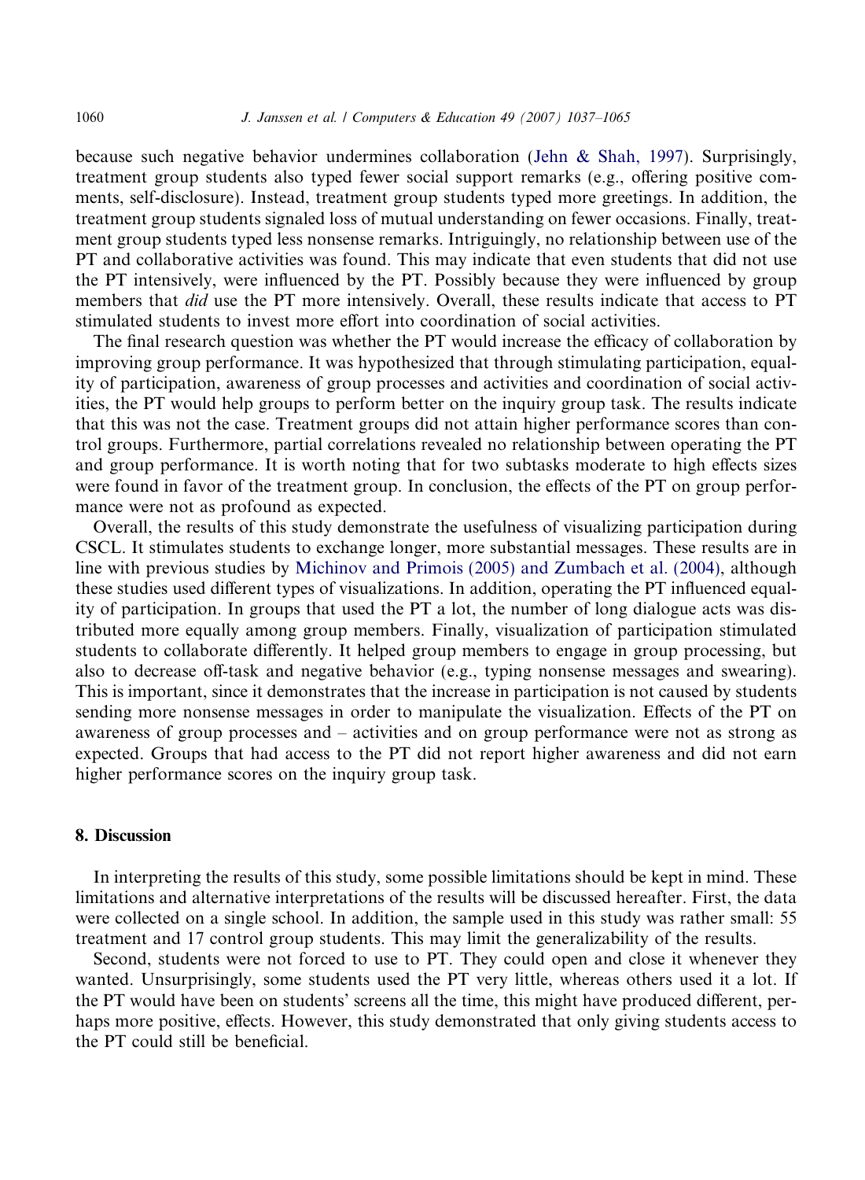because such negative behavior undermines collaboration (Jehn & Shah, 1997). Surprisingly, treatment group students also typed fewer social support remarks (e.g., offering positive comments, self-disclosure). Instead, treatment group students typed more greetings. In addition, the treatment group students signaled loss of mutual understanding on fewer occasions. Finally, treatment group students typed less nonsense remarks. Intriguingly, no relationship between use of the PT and collaborative activities was found. This may indicate that even students that did not use the PT intensively, were influenced by the PT. Possibly because they were influenced by group members that *did* use the PT more intensively. Overall, these results indicate that access to PT stimulated students to invest more effort into coordination of social activities.

The final research question was whether the PT would increase the efficacy of collaboration by improving group performance. It was hypothesized that through stimulating participation, equality of participation, awareness of group processes and activities and coordination of social activities, the PT would help groups to perform better on the inquiry group task. The results indicate that this was not the case. Treatment groups did not attain higher performance scores than control groups. Furthermore, partial correlations revealed no relationship between operating the PT and group performance. It is worth noting that for two subtasks moderate to high effects sizes were found in favor of the treatment group. In conclusion, the effects of the PT on group performance were not as profound as expected.

Overall, the results of this study demonstrate the usefulness of visualizing participation during CSCL. It stimulates students to exchange longer, more substantial messages. These results are in line with previous studies by Michinov and Primois (2005) and Zumbach et al. (2004), although these studies used different types of visualizations. In addition, operating the PT influenced equality of participation. In groups that used the PT a lot, the number of long dialogue acts was distributed more equally among group members. Finally, visualization of participation stimulated students to collaborate differently. It helped group members to engage in group processing, but also to decrease off-task and negative behavior (e.g., typing nonsense messages and swearing). This is important, since it demonstrates that the increase in participation is not caused by students sending more nonsense messages in order to manipulate the visualization. Effects of the PT on awareness of group processes and – activities and on group performance were not as strong as expected. Groups that had access to the PT did not report higher awareness and did not earn higher performance scores on the inquiry group task.

## 8. Discussion

In interpreting the results of this study, some possible limitations should be kept in mind. These limitations and alternative interpretations of the results will be discussed hereafter. First, the data were collected on a single school. In addition, the sample used in this study was rather small: 55 treatment and 17 control group students. This may limit the generalizability of the results.

Second, students were not forced to use to PT. They could open and close it whenever they wanted. Unsurprisingly, some students used the PT very little, whereas others used it a lot. If the PT would have been on students' screens all the time, this might have produced different, perhaps more positive, effects. However, this study demonstrated that only giving students access to the PT could still be beneficial.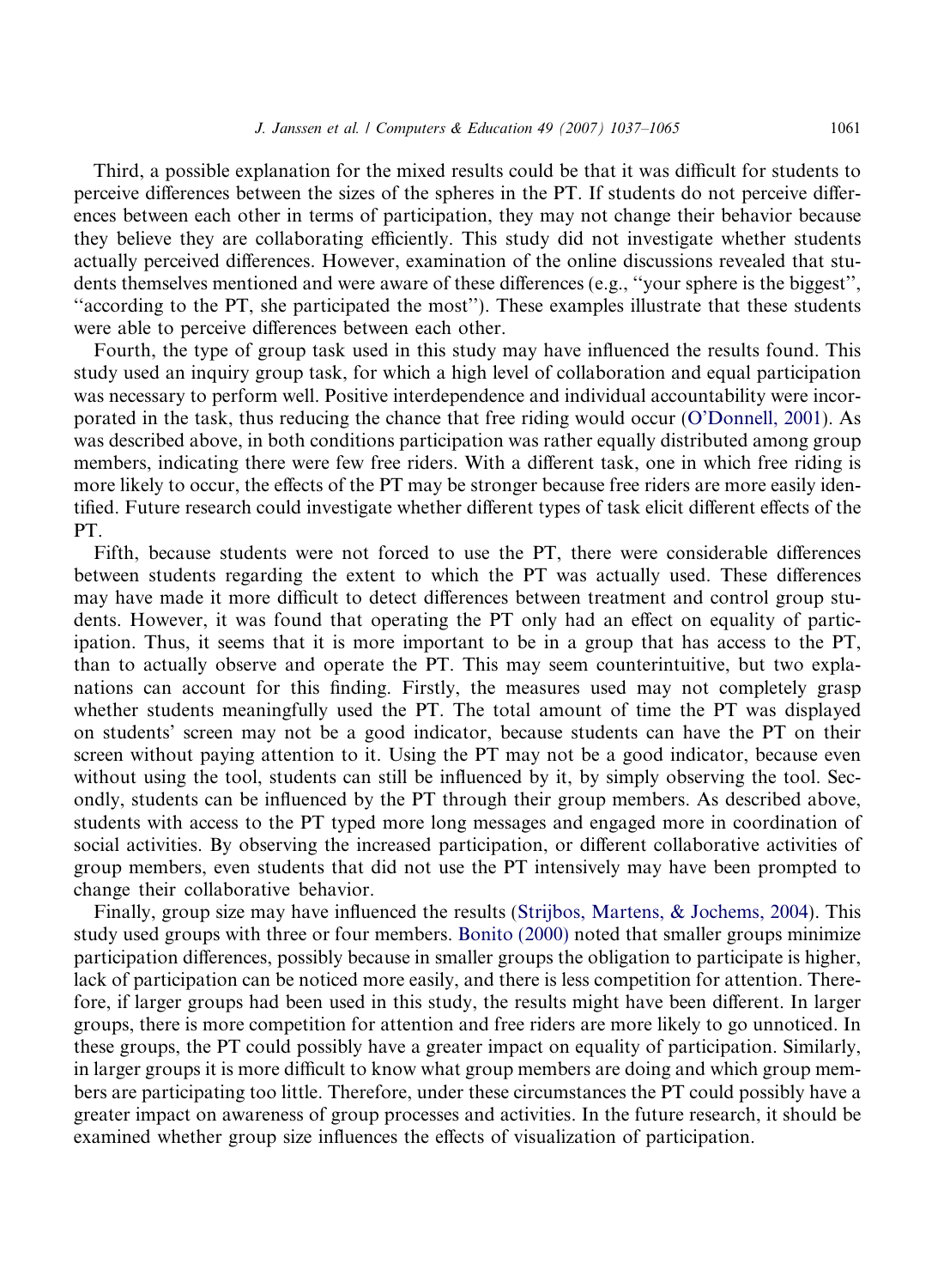Third, a possible explanation for the mixed results could be that it was difficult for students to perceive differences between the sizes of the spheres in the PT. If students do not perceive differences between each other in terms of participation, they may not change their behavior because they believe they are collaborating efficiently. This study did not investigate whether students actually perceived differences. However, examination of the online discussions revealed that students themselves mentioned and were aware of these differences (e.g., ''your sphere is the biggest'', ''according to the PT, she participated the most''). These examples illustrate that these students were able to perceive differences between each other.

Fourth, the type of group task used in this study may have influenced the results found. This study used an inquiry group task, for which a high level of collaboration and equal participation was necessary to perform well. Positive interdependence and individual accountability were incorporated in the task, thus reducing the chance that free riding would occur (O'Donnell, 2001). As was described above, in both conditions participation was rather equally distributed among group members, indicating there were few free riders. With a different task, one in which free riding is more likely to occur, the effects of the PT may be stronger because free riders are more easily identified. Future research could investigate whether different types of task elicit different effects of the PT.

Fifth, because students were not forced to use the PT, there were considerable differences between students regarding the extent to which the PT was actually used. These differences may have made it more difficult to detect differences between treatment and control group students. However, it was found that operating the PT only had an effect on equality of participation. Thus, it seems that it is more important to be in a group that has access to the PT, than to actually observe and operate the PT. This may seem counterintuitive, but two explanations can account for this finding. Firstly, the measures used may not completely grasp whether students meaningfully used the PT. The total amount of time the PT was displayed on students' screen may not be a good indicator, because students can have the PT on their screen without paying attention to it. Using the PT may not be a good indicator, because even without using the tool, students can still be influenced by it, by simply observing the tool. Secondly, students can be influenced by the PT through their group members. As described above, students with access to the PT typed more long messages and engaged more in coordination of social activities. By observing the increased participation, or different collaborative activities of group members, even students that did not use the PT intensively may have been prompted to change their collaborative behavior.

Finally, group size may have influenced the results (Strijbos, Martens, & Jochems, 2004). This study used groups with three or four members. Bonito (2000) noted that smaller groups minimize participation differences, possibly because in smaller groups the obligation to participate is higher, lack of participation can be noticed more easily, and there is less competition for attention. Therefore, if larger groups had been used in this study, the results might have been different. In larger groups, there is more competition for attention and free riders are more likely to go unnoticed. In these groups, the PT could possibly have a greater impact on equality of participation. Similarly, in larger groups it is more difficult to know what group members are doing and which group members are participating too little. Therefore, under these circumstances the PT could possibly have a greater impact on awareness of group processes and activities. In the future research, it should be examined whether group size influences the effects of visualization of participation.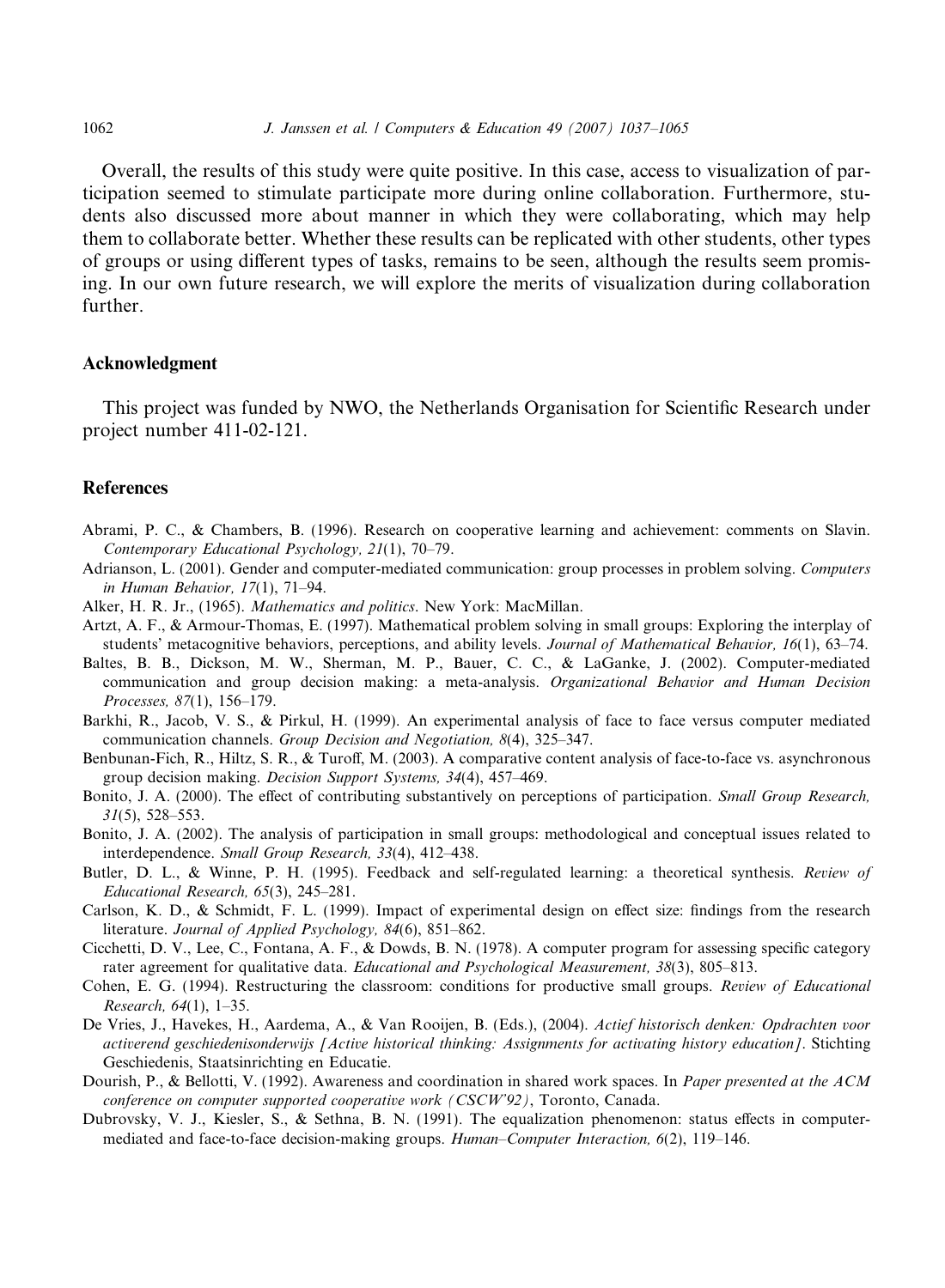Overall, the results of this study were quite positive. In this case, access to visualization of participation seemed to stimulate participate more during online collaboration. Furthermore, students also discussed more about manner in which they were collaborating, which may help them to collaborate better. Whether these results can be replicated with other students, other types of groups or using different types of tasks, remains to be seen, although the results seem promising. In our own future research, we will explore the merits of visualization during collaboration further.

## Acknowledgment

This project was funded by NWO, the Netherlands Organisation for Scientific Research under project number 411-02-121.

## References

Abrami, P. C., & Chambers, B. (1996). Research on cooperative learning and achievement: comments on Slavin. *Contemporary Educational Psychology, 21*(1), 70–79.

Adrianson, L. (2001). Gender and computer-mediated communication: group processes in problem solving. *Computers in Human Behavior, 17*(1), 71–94.

Alker, H. R. Jr., (1965). *Mathematics and politics*. New York: MacMillan.

Artzt, A. F., & Armour-Thomas, E. (1997). Mathematical problem solving in small groups: Exploring the interplay of students' metacognitive behaviors, perceptions, and ability levels. *Journal of Mathematical Behavior, 16*(1), 63–74.

Baltes, B. B., Dickson, M. W., Sherman, M. P., Bauer, C. C., & LaGanke, J. (2002). Computer-mediated communication and group decision making: a meta-analysis. *Organizational Behavior and Human Decision Processes, 87*(1), 156–179.

Barkhi, R., Jacob, V. S., & Pirkul, H. (1999). An experimental analysis of face to face versus computer mediated communication channels. *Group Decision and Negotiation, 8*(4), 325–347.

Benbunan-Fich, R., Hiltz, S. R., & Turoff, M. (2003). A comparative content analysis of face-to-face vs. asynchronous group decision making. *Decision Support Systems, 34*(4), 457–469.

Bonito, J. A. (2000). The effect of contributing substantively on perceptions of participation. *Small Group Research, 31*(5), 528–553.

Bonito, J. A. (2002). The analysis of participation in small groups: methodological and conceptual issues related to interdependence. *Small Group Research, 33*(4), 412–438.

Butler, D. L., & Winne, P. H. (1995). Feedback and self-regulated learning: a theoretical synthesis. *Review of Educational Research, 65*(3), 245–281.

Carlson, K. D., & Schmidt, F. L. (1999). Impact of experimental design on effect size: findings from the research literature. *Journal of Applied Psychology, 84*(6), 851–862.

Cicchetti, D. V., Lee, C., Fontana, A. F., & Dowds, B. N. (1978). A computer program for assessing specific category rater agreement for qualitative data. *Educational and Psychological Measurement, 38*(3), 805–813.

Cohen, E. G. (1994). Restructuring the classroom: conditions for productive small groups. *Review of Educational Research, 64*(1), 1–35.

De Vries, J., Havekes, H., Aardema, A., & Van Rooijen, B. (Eds.), (2004). *Actief historisch denken: Opdrachten voor activerend geschiedenisonderwijs [Active historical thinking: Assignments for activating history education]*. Stichting Geschiedenis, Staatsinrichting en Educatie.

Dourish, P., & Bellotti, V. (1992). Awareness and coordination in shared work spaces. In *Paper presented at the ACM conference on computer supported cooperative work (CSCW'92)*, Toronto, Canada.

Dubrovsky, V. J., Kiesler, S., & Sethna, B. N. (1991). The equalization phenomenon: status effects in computer-mediated and face-to-face decision-making groups. *Human–Computer Interaction, 6*(2), 119–146.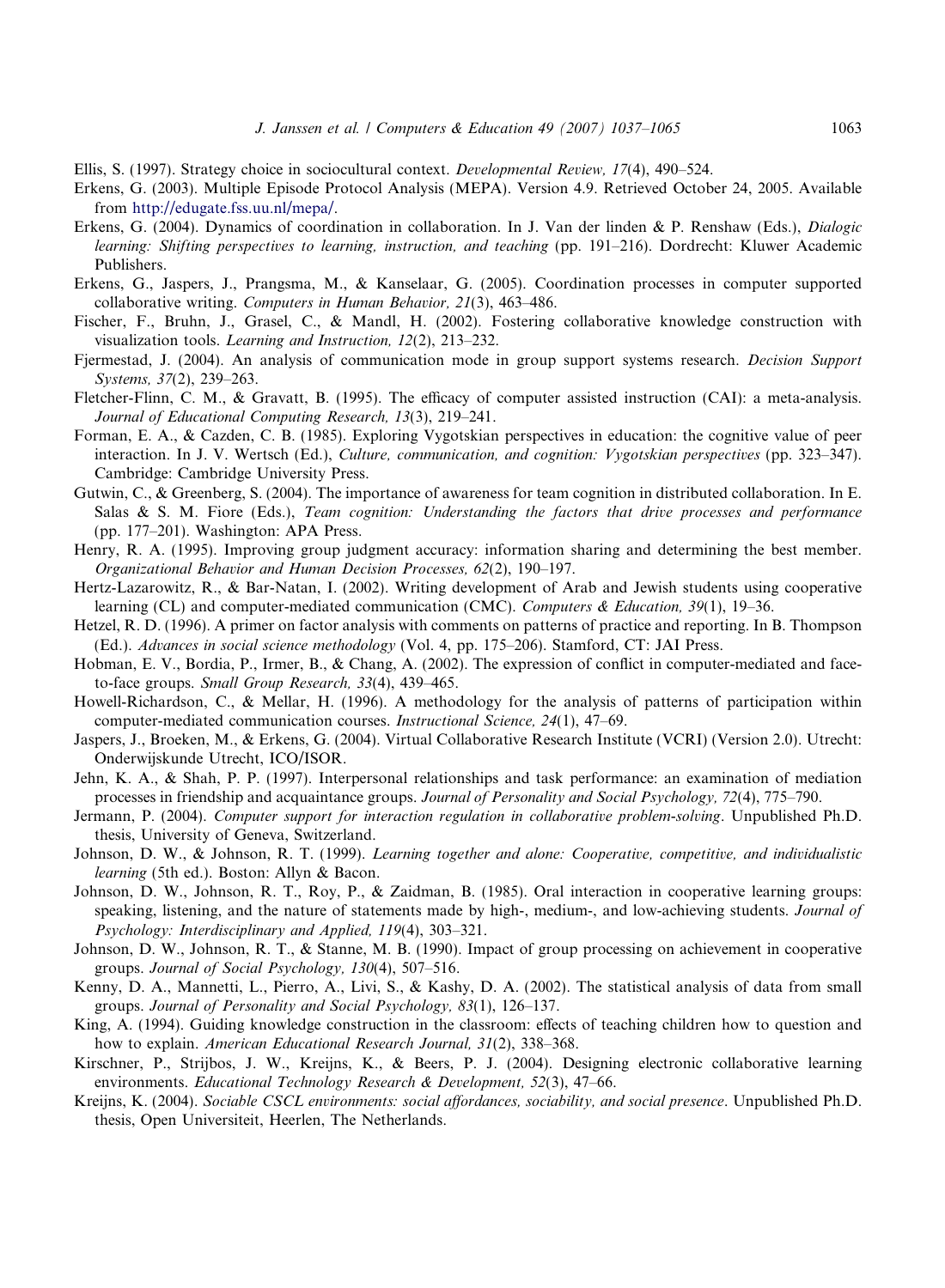Ellis, S. (1997). Strategy choice in sociocultural context. *Developmental Review, 17*(4), 490–524.

Erkens, G. (2003). Multiple Episode Protocol Analysis (MEPA). Version 4.9. Retrieved October 24, 2005. Available from http://edugate.fss.uu.nl/mepa/.

Erkens, G. (2004). Dynamics of coordination in collaboration. In J. Van der linden & P. Renshaw (Eds.), *Dialogic learning: Shifting perspectives to learning, instruction, and teaching* (pp. 191–216). Dordrecht: Kluwer Academic Publishers.

Erkens, G., Jaspers, J., Prangsma, M., & Kanselaar, G. (2005). Coordination processes in computer supported collaborative writing. *Computers in Human Behavior, 21*(3), 463–486.

Fischer, F., Bruhn, J., Grasel, C., & Mandl, H. (2002). Fostering collaborative knowledge construction with visualization tools. *Learning and Instruction, 12*(2), 213–232.

Fjermestad, J. (2004). An analysis of communication mode in group support systems research. *Decision Support Systems, 37*(2), 239–263.

Fletcher-Flinn, C. M., & Gravatt, B. (1995). The efficacy of computer assisted instruction (CAI): a meta-analysis. *Journal of Educational Computing Research, 13*(3), 219–241.

Forman, E. A., & Cazden, C. B. (1985). Exploring Vygotskian perspectives in education: the cognitive value of peer interaction. In J. V. Wertsch (Ed.), *Culture, communication, and cognition: Vygotskian perspectives* (pp. 323–347). Cambridge: Cambridge University Press.

Gutwin, C., & Greenberg, S. (2004). The importance of awareness for team cognition in distributed collaboration. In E. Salas & S. M. Fiore (Eds.), *Team cognition: Understanding the factors that drive processes and performance* (pp. 177–201). Washington: APA Press.

Henry, R. A. (1995). Improving group judgment accuracy: information sharing and determining the best member. *Organizational Behavior and Human Decision Processes, 62*(2), 190–197.

Hertz-Lazarowitz, R., & Bar-Natan, I. (2002). Writing development of Arab and Jewish students using cooperative learning (CL) and computer-mediated communication (CMC). *Computers & Education, 39*(1), 19–36.

Hetzel, R. D. (1996). A primer on factor analysis with comments on patterns of practice and reporting. In B. Thompson (Ed.). *Advances in social science methodology* (Vol. 4, pp. 175–206). Stamford, CT: JAI Press.

Hobman, E. V., Bordia, P., Irmer, B., & Chang, A. (2002). The expression of conflict in computer-mediated and face-to-face groups. *Small Group Research, 33*(4), 439–465.

Howell-Richardson, C., & Mellar, H. (1996). A methodology for the analysis of patterns of participation within computer-mediated communication courses. *Instructional Science, 24*(1), 47–69.

Jaspers, J., Broeken, M., & Erkens, G. (2004). Virtual Collaborative Research Institute (VCRI) (Version 2.0). Utrecht: Onderwijskunde Utrecht, ICO/ISOR.

Jehn, K. A., & Shah, P. P. (1997). Interpersonal relationships and task performance: an examination of mediation processes in friendship and acquaintance groups. *Journal of Personality and Social Psychology, 72*(4), 775–790.

Jermann, P. (2004). *Computer support for interaction regulation in collaborative problem-solving*. Unpublished Ph.D. thesis, University of Geneva, Switzerland.

Johnson, D. W., & Johnson, R. T. (1999). *Learning together and alone: Cooperative, competitive, and individualistic learning* (5th ed.). Boston: Allyn & Bacon.

Johnson, D. W., Johnson, R. T., Roy, P., & Zaidman, B. (1985). Oral interaction in cooperative learning groups: speaking, listening, and the nature of statements made by high-, medium-, and low-achieving students. *Journal of Psychology: Interdisciplinary and Applied, 119*(4), 303–321.

Johnson, D. W., Johnson, R. T., & Stanne, M. B. (1990). Impact of group processing on achievement in cooperative groups. *Journal of Social Psychology, 130*(4), 507–516.

Kenny, D. A., Mannetti, L., Pierro, A., Livi, S., & Kashy, D. A. (2002). The statistical analysis of data from small groups. *Journal of Personality and Social Psychology, 83*(1), 126–137.

King, A. (1994). Guiding knowledge construction in the classroom: effects of teaching children how to question and how to explain. *American Educational Research Journal, 31*(2), 338–368.

Kirschner, P., Strijbos, J. W., Kreijns, K., & Beers, P. J. (2004). Designing electronic collaborative learning environments. *Educational Technology Research & Development, 52*(3), 47–66.

Kreijns, K. (2004). *Sociable CSCL environments: social affordances, sociability, and social presence*. Unpublished Ph.D. thesis, Open Universiteit, Heerlen, The Netherlands.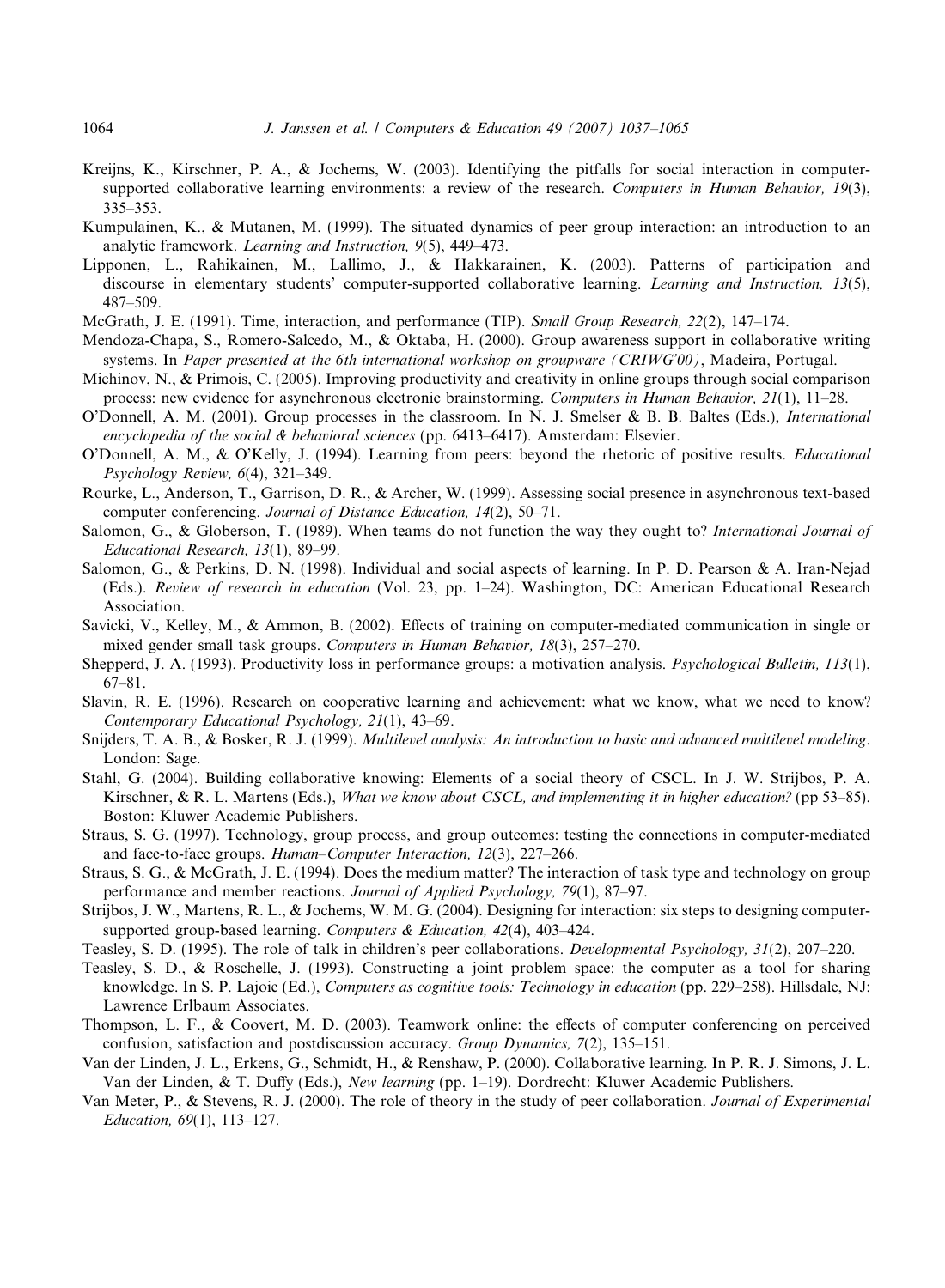Kreijns, K., Kirschner, P. A., & Jochems, W. (2003). Identifying the pitfalls for social interaction in computer-supported collaborative learning environments: a review of the research. *Computers in Human Behavior, 19*(3), 335–353.

Kumpulainen, K., & Mutanen, M. (1999). The situated dynamics of peer group interaction: an introduction to an analytic framework. *Learning and Instruction, 9*(5), 449–473.

Lipponen, L., Rahikainen, M., Lallimo, J., & Hakkarainen, K. (2003). Patterns of participation and discourse in elementary students' computer-supported collaborative learning. *Learning and Instruction, 13*(5), 487–509.

McGrath, J. E. (1991). Time, interaction, and performance (TIP). *Small Group Research, 22*(2), 147–174.

Mendoza-Chapa, S., Romero-Salcedo, M., & Oktaba, H. (2000). Group awareness support in collaborative writing systems. In *Paper presented at the 6th international workshop on groupware (CRIWG'00)*, Madeira, Portugal.

Michinov, N., & Primois, C. (2005). Improving productivity and creativity in online groups through social comparison process: new evidence for asynchronous electronic brainstorming. *Computers in Human Behavior, 21*(1), 11–28.

O'Donnell, A. M. (2001). Group processes in the classroom. In N. J. Smelser & B. B. Baltes (Eds.), *International encyclopedia of the social & behavioral sciences* (pp. 6413–6417). Amsterdam: Elsevier.

O'Donnell, A. M., & O'Kelly, J. (1994). Learning from peers: beyond the rhetoric of positive results. *Educational Psychology Review, 6*(4), 321–349.

Rourke, L., Anderson, T., Garrison, D. R., & Archer, W. (1999). Assessing social presence in asynchronous text-based computer conferencing. *Journal of Distance Education, 14*(2), 50–71.

Salomon, G., & Globerson, T. (1989). When teams do not function the way they ought to? *International Journal of Educational Research, 13*(1), 89–99.

Salomon, G., & Perkins, D. N. (1998). Individual and social aspects of learning. In P. D. Pearson & A. Iran-Nejad (Eds.). *Review of research in education* (Vol. 23, pp. 1–24). Washington, DC: American Educational Research Association.

Savicki, V., Kelley, M., & Ammon, B. (2002). Effects of training on computer-mediated communication in single or mixed gender small task groups. *Computers in Human Behavior, 18*(3), 257–270.

Shepperd, J. A. (1993). Productivity loss in performance groups: a motivation analysis. *Psychological Bulletin, 113*(1), 67–81.

Slavin, R. E. (1996). Research on cooperative learning and achievement: what we know, what we need to know? *Contemporary Educational Psychology, 21*(1), 43–69.

Snijders, T. A. B., & Bosker, R. J. (1999). *Multilevel analysis: An introduction to basic and advanced multilevel modeling*. London: Sage.

Stahl, G. (2004). Building collaborative knowing: Elements of a social theory of CSCL. In J. W. Strijbos, P. A. Kirschner, & R. L. Martens (Eds.), *What we know about CSCL, and implementing it in higher education?* (pp 53–85). Boston: Kluwer Academic Publishers.

Straus, S. G. (1997). Technology, group process, and group outcomes: testing the connections in computer-mediated and face-to-face groups. *Human–Computer Interaction, 12*(3), 227–266.

Straus, S. G., & McGrath, J. E. (1994). Does the medium matter? The interaction of task type and technology on group performance and member reactions. *Journal of Applied Psychology, 79*(1), 87–97.

Strijbos, J. W., Martens, R. L., & Jochems, W. M. G. (2004). Designing for interaction: six steps to designing computer-supported group-based learning. *Computers & Education, 42*(4), 403–424.

Teasley, S. D. (1995). The role of talk in children's peer collaborations. *Developmental Psychology, 31*(2), 207–220.

Teasley, S. D., & Roschelle, J. (1993). Constructing a joint problem space: the computer as a tool for sharing knowledge. In S. P. Lajoie (Ed.), *Computers as cognitive tools: Technology in education* (pp. 229–258). Hillsdale, NJ: Lawrence Erlbaum Associates.

Thompson, L. F., & Coovert, M. D. (2003). Teamwork online: the effects of computer conferencing on perceived confusion, satisfaction and postdiscussion accuracy. *Group Dynamics, 7*(2), 135–151.

Van der Linden, J. L., Erkens, G., Schmidt, H., & Renshaw, P. (2000). Collaborative learning. In P. R. J. Simons, J. L. Van der Linden, & T. Duffy (Eds.), *New learning* (pp. 1–19). Dordrecht: Kluwer Academic Publishers.

Van Meter, P., & Stevens, R. J. (2000). The role of theory in the study of peer collaboration. *Journal of Experimental Education, 69*(1), 113–127.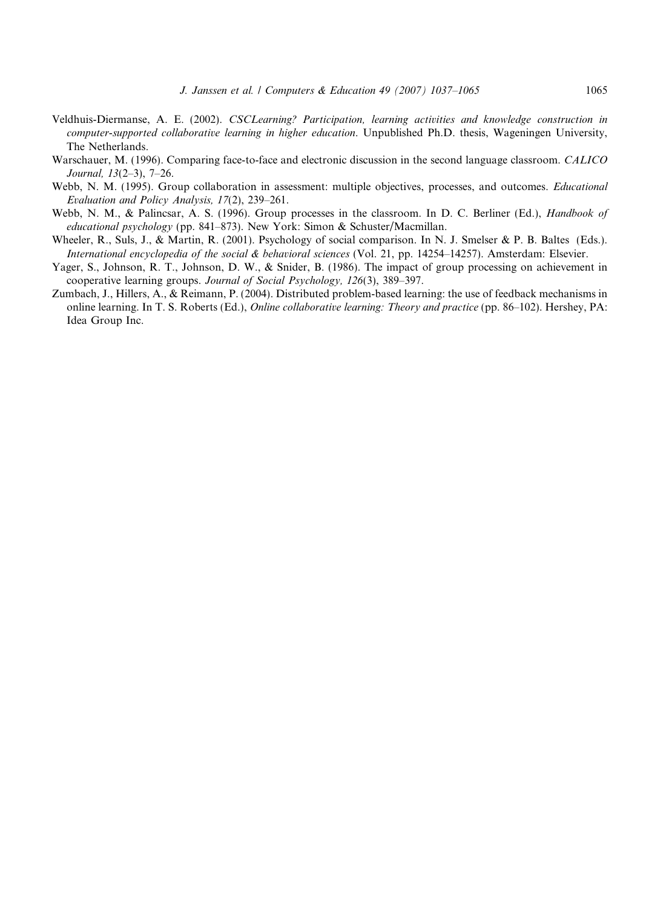Veldhuis-Diermanse, A. E. (2002). *CSCLearning? Participation, learning activities and knowledge construction in computer-supported collaborative learning in higher education*. Unpublished Ph.D. thesis, Wageningen University, The Netherlands.

Warschauer, M. (1996). Comparing face-to-face and electronic discussion in the second language classroom. *CALICO Journal, 13*(2–3), 7–26.

Webb, N. M. (1995). Group collaboration in assessment: multiple objectives, processes, and outcomes. *Educational Evaluation and Policy Analysis, 17*(2), 239–261.

Webb, N. M., & Palincsar, A. S. (1996). Group processes in the classroom. In D. C. Berliner (Ed.), *Handbook of educational psychology* (pp. 841–873). New York: Simon & Schuster/Macmillan.

Wheeler, R., Suls, J., & Martin, R. (2001). Psychology of social comparison. In N. J. Smelser & P. B. Baltes (Eds.). *International encyclopedia of the social & behavioral sciences* (Vol. 21, pp. 14254–14257). Amsterdam: Elsevier.

Yager, S., Johnson, R. T., Johnson, D. W., & Snider, B. (1986). The impact of group processing on achievement in cooperative learning groups. *Journal of Social Psychology, 126*(3), 389–397.

Zumbach, J., Hillers, A., & Reimann, P. (2004). Distributed problem-based learning: the use of feedback mechanisms in online learning. In T. S. Roberts (Ed.), *Online collaborative learning: Theory and practice* (pp. 86–102). Hershey, PA: Idea Group Inc.